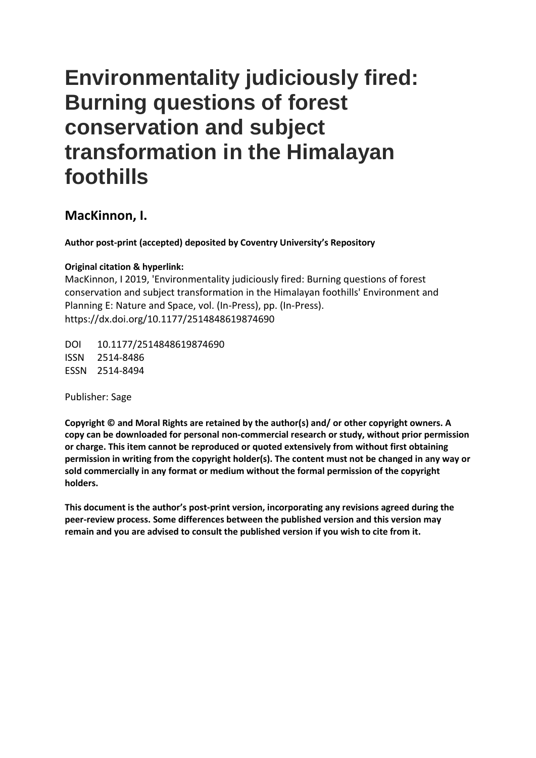# Environmentality judiciously fired: Burning questions of forest conservation and subject transformation in the Himalayan foothills

## MacKinnon, I.

**Author post-print (accepted) deposited by Coventry University's Repository**

**Original citation & hyperlink:**

MacKinnon, I 2019, 'Environmentality judiciously fired: Burning questions of forest conservation and subject transformation in the Himalayan foothills' Environment and Planning E: Nature and Space, vol. (In-Press), pp. (In-Press).
https://dx.doi.org/10.1177/2514848619874690

DOI 10.1177/2514848619874690
ISSN 2514-8486
ESSN 2514-8494

Publisher: Sage

**Copyright © and Moral Rights are retained by the author(s) and/ or other copyright owners. A copy can be downloaded for personal non-commercial research or study, without prior permission or charge. This item cannot be reproduced or quoted extensively from without first obtaining permission in writing from the copyright holder(s). The content must not be changed in any way or sold commercially in any format or medium without the formal permission of the copyright holders.**

**This document is the author's post-print version, incorporating any revisions agreed during the peer-review process. Some differences between the published version and this version may remain and you are advised to consult the published version if you wish to cite from it.**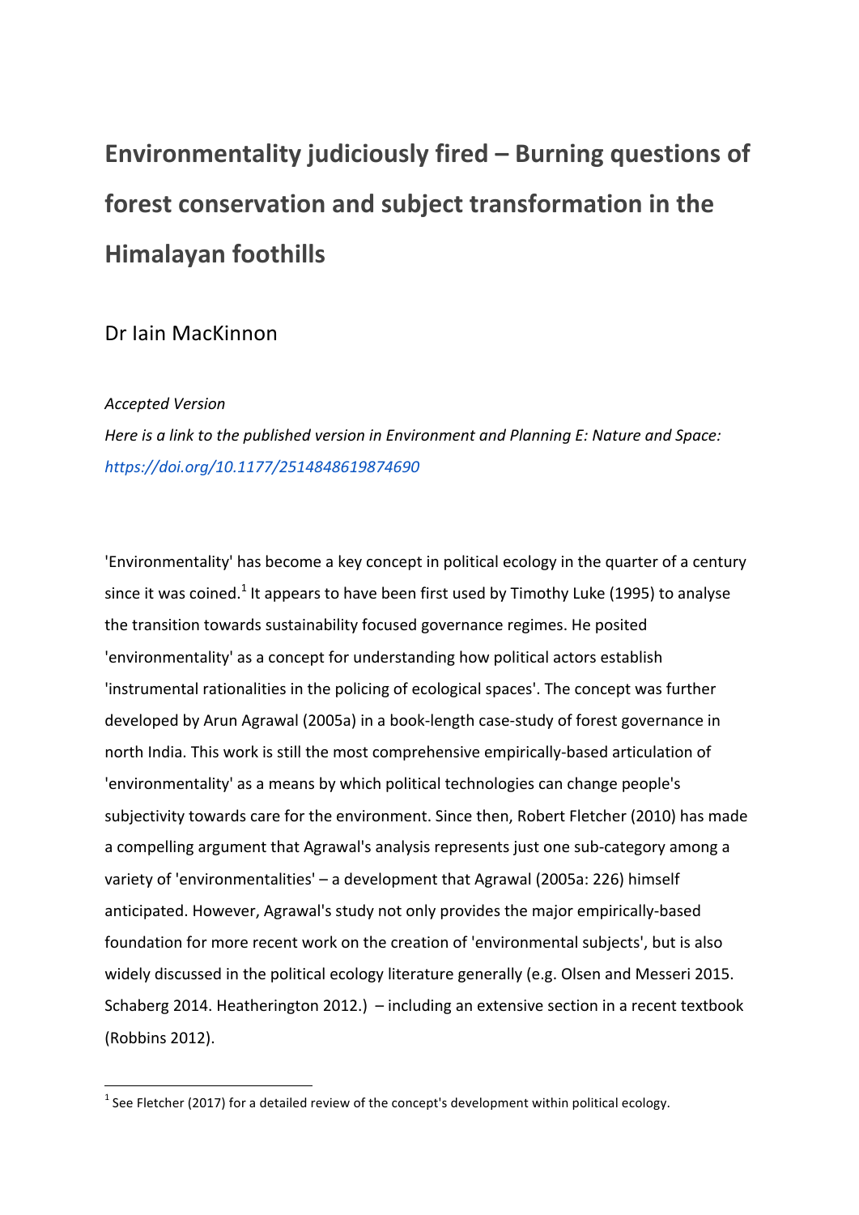# Environmentality judiciously fired – Burning questions of forest conservation and subject transformation in the Himalayan foothills

Dr Iain MacKinnon

*Accepted Version*

*Here is a link to the published version in Environment and Planning E: Nature and Space: https://doi.org/10.1177/2514848619874690*

'Environmentality' has become a key concept in political ecology in the quarter of a century since it was coined.[1] It appears to have been first used by Timothy Luke (1995) to analyse the transition towards sustainability focused governance regimes. He posited 'environmentality' as a concept for understanding how political actors establish 'instrumental rationalities in the policing of ecological spaces'. The concept was further developed by Arun Agrawal (2005a) in a book-length case-study of forest governance in north India. This work is still the most comprehensive empirically-based articulation of 'environmentality' as a means by which political technologies can change people's subjectivity towards care for the environment. Since then, Robert Fletcher (2010) has made a compelling argument that Agrawal's analysis represents just one sub-category among a variety of 'environmentalities' – a development that Agrawal (2005a: 226) himself anticipated. However, Agrawal's study not only provides the major empirically-based foundation for more recent work on the creation of 'environmental subjects', but is also widely discussed in the political ecology literature generally (e.g. Olsen and Messeri 2015. Schaberg 2014. Heatherington 2012.) – including an extensive section in a recent textbook (Robbins 2012).

[1] See Fletcher (2017) for a detailed review of the concept's development within political ecology.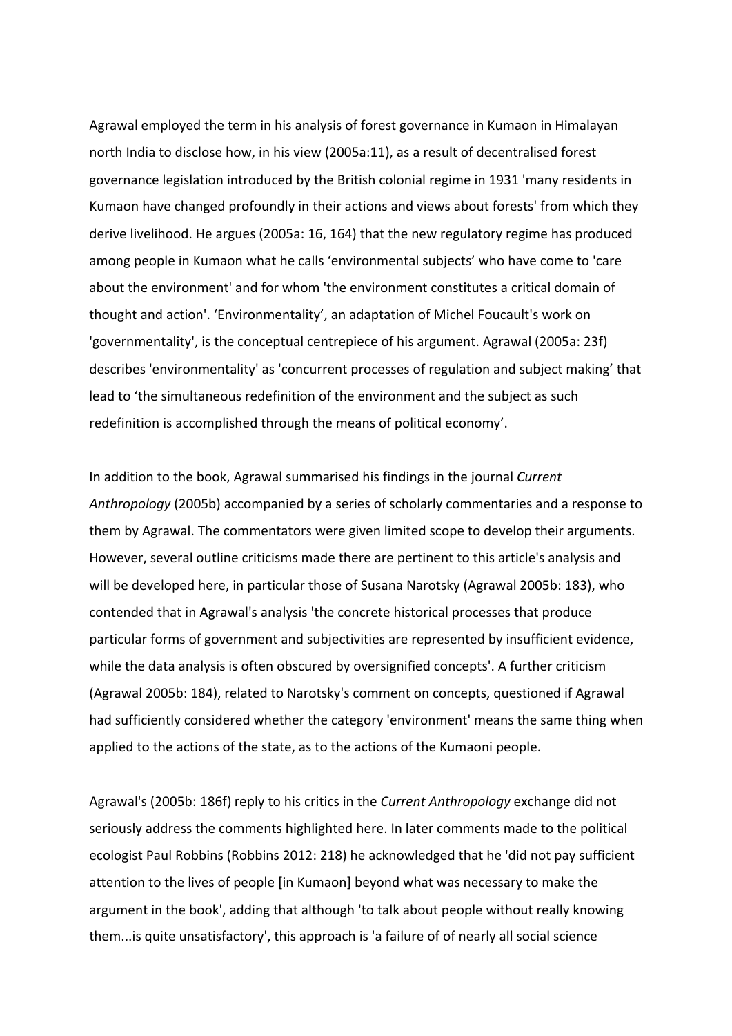Agrawal employed the term in his analysis of forest governance in Kumaon in Himalayan north India to disclose how, in his view (2005a:11), as a result of decentralised forest governance legislation introduced by the British colonial regime in 1931 'many residents in Kumaon have changed profoundly in their actions and views about forests' from which they derive livelihood. He argues (2005a: 16, 164) that the new regulatory regime has produced among people in Kumaon what he calls 'environmental subjects' who have come to 'care about the environment' and for whom 'the environment constitutes a critical domain of thought and action'. 'Environmentality', an adaptation of Michel Foucault's work on 'governmentality', is the conceptual centrepiece of his argument. Agrawal (2005a: 23f) describes 'environmentality' as 'concurrent processes of regulation and subject making' that lead to 'the simultaneous redefinition of the environment and the subject as such redefinition is accomplished through the means of political economy'.

In addition to the book, Agrawal summarised his findings in the journal *Current Anthropology* (2005b) accompanied by a series of scholarly commentaries and a response to them by Agrawal. The commentators were given limited scope to develop their arguments. However, several outline criticisms made there are pertinent to this article's analysis and will be developed here, in particular those of Susana Narotsky (Agrawal 2005b: 183), who contended that in Agrawal's analysis 'the concrete historical processes that produce particular forms of government and subjectivities are represented by insufficient evidence, while the data analysis is often obscured by oversignified concepts'. A further criticism (Agrawal 2005b: 184), related to Narotsky's comment on concepts, questioned if Agrawal had sufficiently considered whether the category 'environment' means the same thing when applied to the actions of the state, as to the actions of the Kumaoni people.

Agrawal's (2005b: 186f) reply to his critics in the *Current Anthropology* exchange did not seriously address the comments highlighted here. In later comments made to the political ecologist Paul Robbins (Robbins 2012: 218) he acknowledged that he 'did not pay sufficient attention to the lives of people [in Kumaon] beyond what was necessary to make the argument in the book', adding that although 'to talk about people without really knowing them...is quite unsatisfactory', this approach is 'a failure of of nearly all social science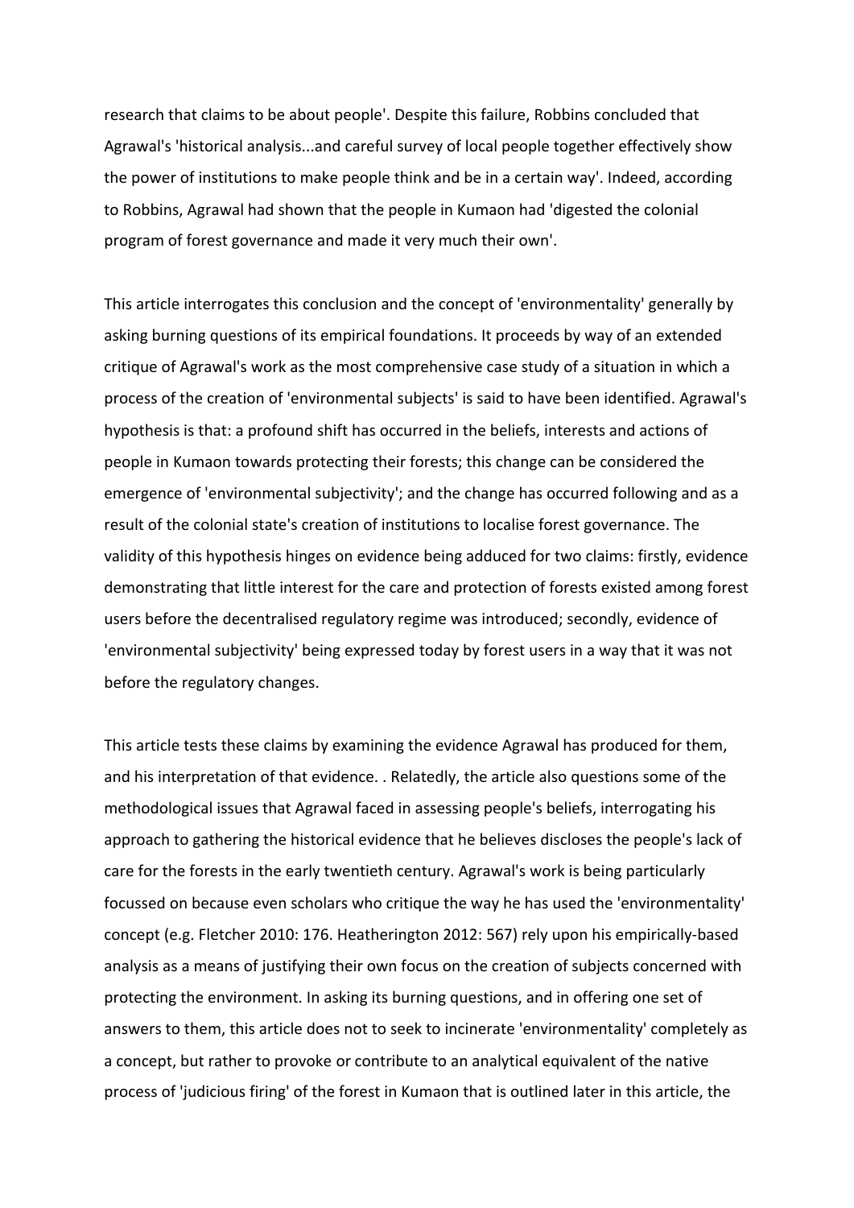research that claims to be about people'. Despite this failure, Robbins concluded that Agrawal's 'historical analysis...and careful survey of local people together effectively show the power of institutions to make people think and be in a certain way'. Indeed, according to Robbins, Agrawal had shown that the people in Kumaon had 'digested the colonial program of forest governance and made it very much their own'.

This article interrogates this conclusion and the concept of 'environmentality' generally by asking burning questions of its empirical foundations. It proceeds by way of an extended critique of Agrawal's work as the most comprehensive case study of a situation in which a process of the creation of 'environmental subjects' is said to have been identified. Agrawal's hypothesis is that: a profound shift has occurred in the beliefs, interests and actions of people in Kumaon towards protecting their forests; this change can be considered the emergence of 'environmental subjectivity'; and the change has occurred following and as a result of the colonial state's creation of institutions to localise forest governance. The validity of this hypothesis hinges on evidence being adduced for two claims: firstly, evidence demonstrating that little interest for the care and protection of forests existed among forest users before the decentralised regulatory regime was introduced; secondly, evidence of 'environmental subjectivity' being expressed today by forest users in a way that it was not before the regulatory changes.

This article tests these claims by examining the evidence Agrawal has produced for them, and his interpretation of that evidence. . Relatedly, the article also questions some of the methodological issues that Agrawal faced in assessing people's beliefs, interrogating his approach to gathering the historical evidence that he believes discloses the people's lack of care for the forests in the early twentieth century. Agrawal's work is being particularly focussed on because even scholars who critique the way he has used the 'environmentality' concept (e.g. Fletcher 2010: 176. Heatherington 2012: 567) rely upon his empirically-based analysis as a means of justifying their own focus on the creation of subjects concerned with protecting the environment. In asking its burning questions, and in offering one set of answers to them, this article does not to seek to incinerate 'environmentality' completely as a concept, but rather to provoke or contribute to an analytical equivalent of the native process of 'judicious firing' of the forest in Kumaon that is outlined later in this article, the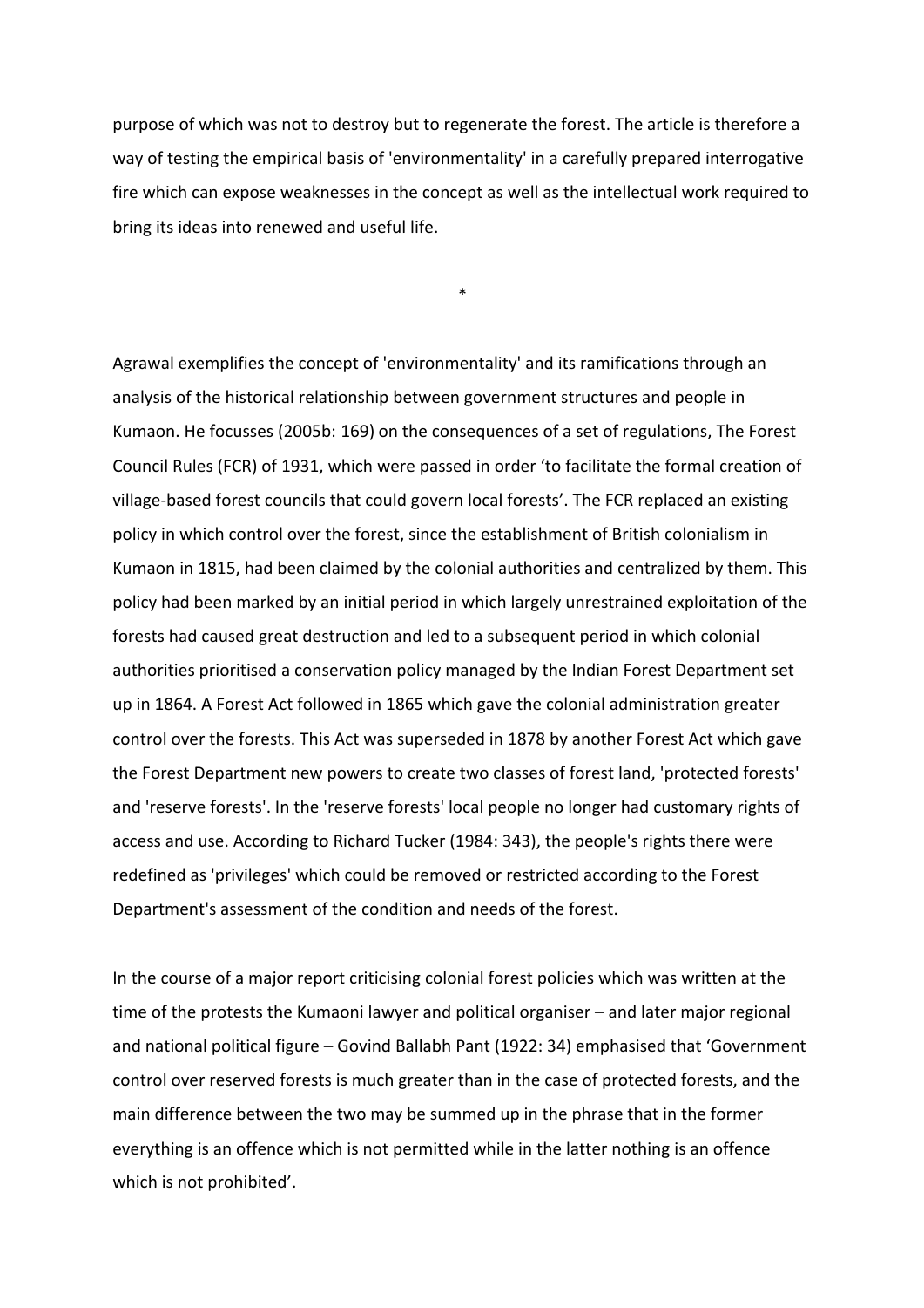purpose of which was not to destroy but to regenerate the forest. The article is therefore a way of testing the empirical basis of 'environmentality' in a carefully prepared interrogative fire which can expose weaknesses in the concept as well as the intellectual work required to bring its ideas into renewed and useful life.

*

Agrawal exemplifies the concept of 'environmentality' and its ramifications through an analysis of the historical relationship between government structures and people in Kumaon. He focusses (2005b: 169) on the consequences of a set of regulations, The Forest Council Rules (FCR) of 1931, which were passed in order ‘to facilitate the formal creation of village-based forest councils that could govern local forests’. The FCR replaced an existing policy in which control over the forest, since the establishment of British colonialism in Kumaon in 1815, had been claimed by the colonial authorities and centralized by them. This policy had been marked by an initial period in which largely unrestrained exploitation of the forests had caused great destruction and led to a subsequent period in which colonial authorities prioritised a conservation policy managed by the Indian Forest Department set up in 1864. A Forest Act followed in 1865 which gave the colonial administration greater control over the forests. This Act was superseded in 1878 by another Forest Act which gave the Forest Department new powers to create two classes of forest land, 'protected forests' and 'reserve forests'. In the 'reserve forests' local people no longer had customary rights of access and use. According to Richard Tucker (1984: 343), the people's rights there were redefined as 'privileges' which could be removed or restricted according to the Forest Department's assessment of the condition and needs of the forest.

In the course of a major report criticising colonial forest policies which was written at the time of the protests the Kumaoni lawyer and political organiser – and later major regional and national political figure – Govind Ballabh Pant (1922: 34) emphasised that ‘Government control over reserved forests is much greater than in the case of protected forests, and the main difference between the two may be summed up in the phrase that in the former everything is an offence which is not permitted while in the latter nothing is an offence which is not prohibited’.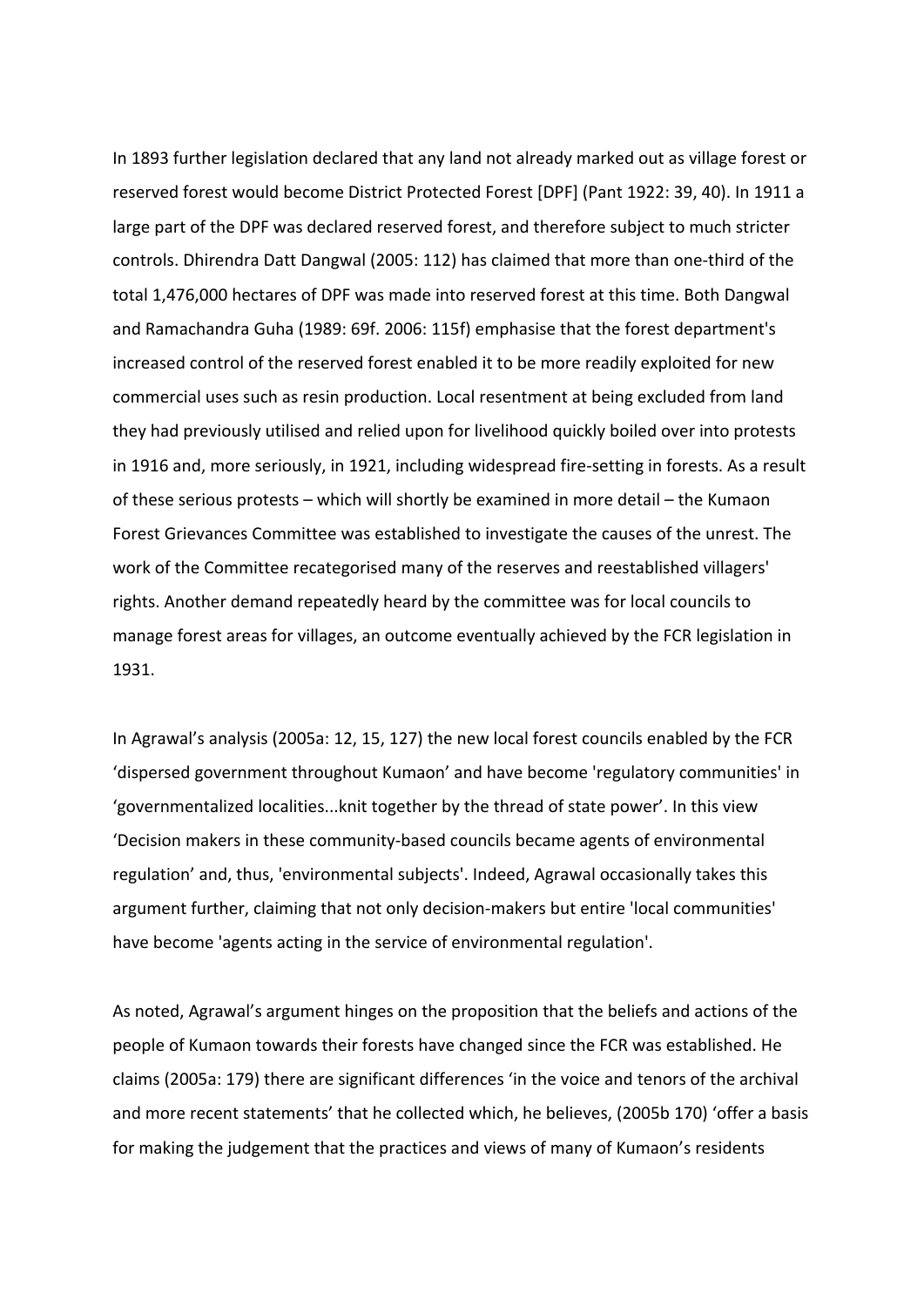In 1893 further legislation declared that any land not already marked out as village forest or reserved forest would become District Protected Forest [DPF] (Pant 1922: 39, 40). In 1911 a large part of the DPF was declared reserved forest, and therefore subject to much stricter controls. Dhirendra Datt Dangwal (2005: 112) has claimed that more than one-third of the total 1,476,000 hectares of DPF was made into reserved forest at this time. Both Dangwal and Ramachandra Guha (1989: 69f. 2006: 115f) emphasise that the forest department's increased control of the reserved forest enabled it to be more readily exploited for new commercial uses such as resin production. Local resentment at being excluded from land they had previously utilised and relied upon for livelihood quickly boiled over into protests in 1916 and, more seriously, in 1921, including widespread fire-setting in forests. As a result of these serious protests – which will shortly be examined in more detail – the Kumaon Forest Grievances Committee was established to investigate the causes of the unrest. The work of the Committee recategorised many of the reserves and reestablished villagers' rights. Another demand repeatedly heard by the committee was for local councils to manage forest areas for villages, an outcome eventually achieved by the FCR legislation in 1931.

In Agrawal's analysis (2005a: 12, 15, 127) the new local forest councils enabled by the FCR 'dispersed government throughout Kumaon' and have become 'regulatory communities' in 'governmentalized localities...knit together by the thread of state power'. In this view 'Decision makers in these community-based councils became agents of environmental regulation' and, thus, 'environmental subjects'. Indeed, Agrawal occasionally takes this argument further, claiming that not only decision-makers but entire 'local communities' have become 'agents acting in the service of environmental regulation'.

As noted, Agrawal's argument hinges on the proposition that the beliefs and actions of the people of Kumaon towards their forests have changed since the FCR was established. He claims (2005a: 179) there are significant differences 'in the voice and tenors of the archival and more recent statements' that he collected which, he believes, (2005b 170) 'offer a basis for making the judgement that the practices and views of many of Kumaon's residents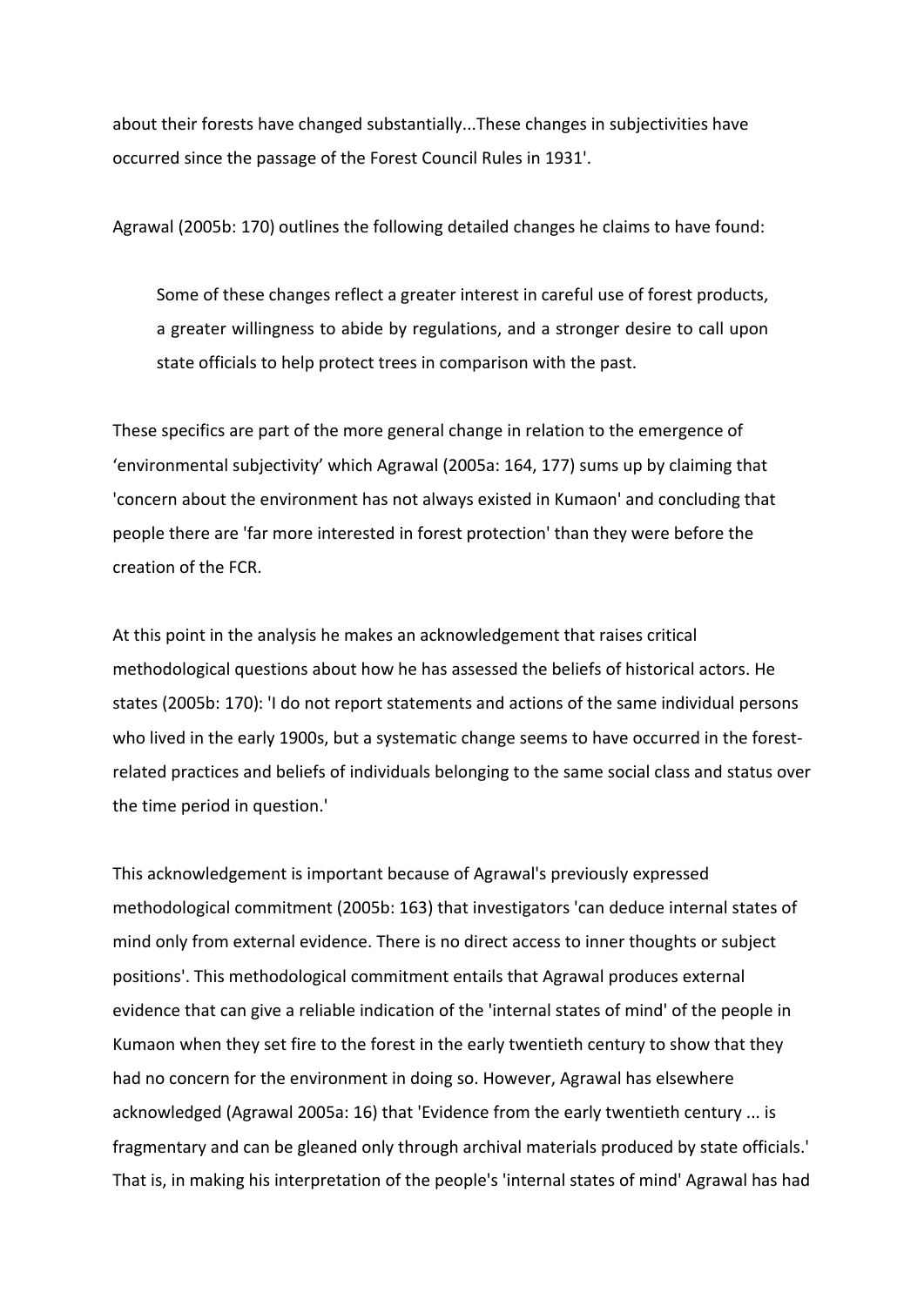about their forests have changed substantially...These changes in subjectivities have occurred since the passage of the Forest Council Rules in 1931'.

Agrawal (2005b: 170) outlines the following detailed changes he claims to have found:

> Some of these changes reflect a greater interest in careful use of forest products, a greater willingness to abide by regulations, and a stronger desire to call upon state officials to help protect trees in comparison with the past.

These specifics are part of the more general change in relation to the emergence of 'environmental subjectivity' which Agrawal (2005a: 164, 177) sums up by claiming that 'concern about the environment has not always existed in Kumaon' and concluding that people there are 'far more interested in forest protection' than they were before the creation of the FCR.

At this point in the analysis he makes an acknowledgement that raises critical methodological questions about how he has assessed the beliefs of historical actors. He states (2005b: 170): 'I do not report statements and actions of the same individual persons who lived in the early 1900s, but a systematic change seems to have occurred in the forest-related practices and beliefs of individuals belonging to the same social class and status over the time period in question.'

This acknowledgement is important because of Agrawal's previously expressed methodological commitment (2005b: 163) that investigators 'can deduce internal states of mind only from external evidence. There is no direct access to inner thoughts or subject positions'. This methodological commitment entails that Agrawal produces external evidence that can give a reliable indication of the 'internal states of mind' of the people in Kumaon when they set fire to the forest in the early twentieth century to show that they had no concern for the environment in doing so. However, Agrawal has elsewhere acknowledged (Agrawal 2005a: 16) that 'Evidence from the early twentieth century ... is fragmentary and can be gleaned only through archival materials produced by state officials.' That is, in making his interpretation of the people's 'internal states of mind' Agrawal has had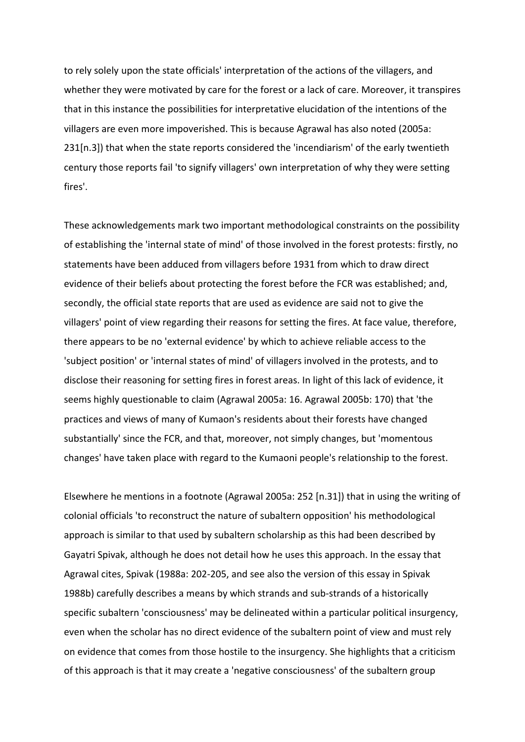to rely solely upon the state officials' interpretation of the actions of the villagers, and whether they were motivated by care for the forest or a lack of care. Moreover, it transpires that in this instance the possibilities for interpretative elucidation of the intentions of the villagers are even more impoverished. This is because Agrawal has also noted (2005a: 231[n.3]) that when the state reports considered the 'incendiarism' of the early twentieth century those reports fail 'to signify villagers' own interpretation of why they were setting fires'.

These acknowledgements mark two important methodological constraints on the possibility of establishing the 'internal state of mind' of those involved in the forest protests: firstly, no statements have been adduced from villagers before 1931 from which to draw direct evidence of their beliefs about protecting the forest before the FCR was established; and, secondly, the official state reports that are used as evidence are said not to give the villagers' point of view regarding their reasons for setting the fires. At face value, therefore, there appears to be no 'external evidence' by which to achieve reliable access to the 'subject position' or 'internal states of mind' of villagers involved in the protests, and to disclose their reasoning for setting fires in forest areas. In light of this lack of evidence, it seems highly questionable to claim (Agrawal 2005a: 16. Agrawal 2005b: 170) that 'the practices and views of many of Kumaon's residents about their forests have changed substantially' since the FCR, and that, moreover, not simply changes, but 'momentous changes' have taken place with regard to the Kumaoni people's relationship to the forest.

Elsewhere he mentions in a footnote (Agrawal 2005a: 252 [n.31]) that in using the writing of colonial officials 'to reconstruct the nature of subaltern opposition' his methodological approach is similar to that used by subaltern scholarship as this had been described by Gayatri Spivak, although he does not detail how he uses this approach. In the essay that Agrawal cites, Spivak (1988a: 202-205, and see also the version of this essay in Spivak 1988b) carefully describes a means by which strands and sub-strands of a historically specific subaltern 'consciousness' may be delineated within a particular political insurgency, even when the scholar has no direct evidence of the subaltern point of view and must rely on evidence that comes from those hostile to the insurgency. She highlights that a criticism of this approach is that it may create a 'negative consciousness' of the subaltern group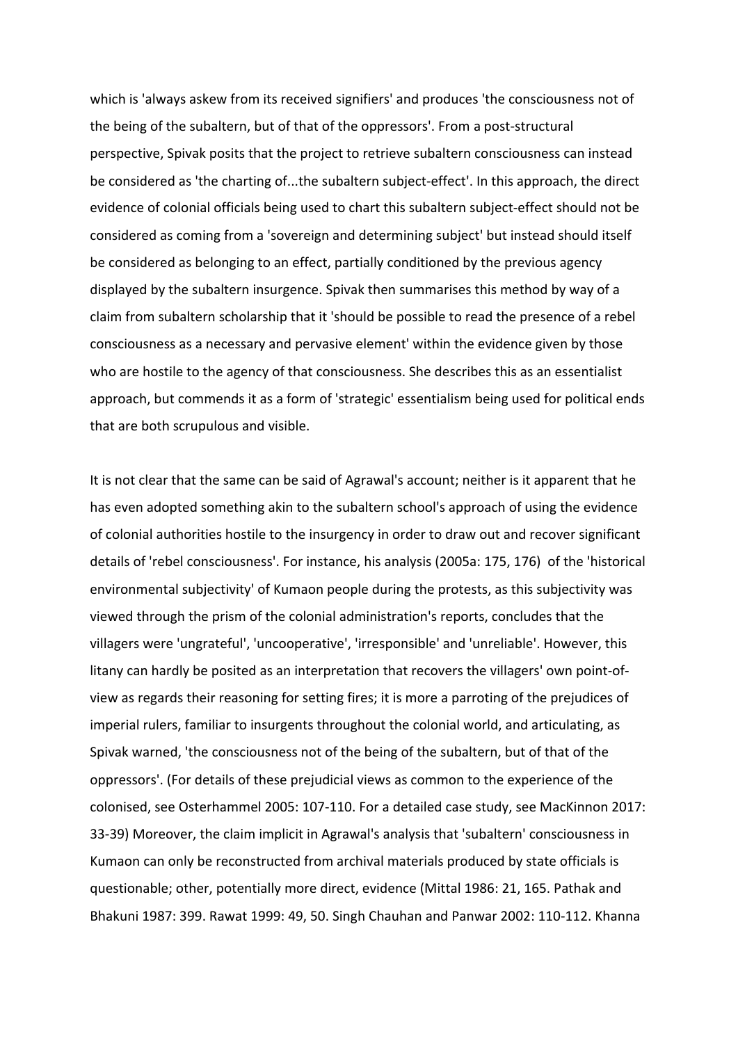which is 'always askew from its received signifiers' and produces 'the consciousness not of the being of the subaltern, but of that of the oppressors'. From a post-structural perspective, Spivak posits that the project to retrieve subaltern consciousness can instead be considered as 'the charting of...the subaltern subject-effect'. In this approach, the direct evidence of colonial officials being used to chart this subaltern subject-effect should not be considered as coming from a 'sovereign and determining subject' but instead should itself be considered as belonging to an effect, partially conditioned by the previous agency displayed by the subaltern insurgence. Spivak then summarises this method by way of a claim from subaltern scholarship that it 'should be possible to read the presence of a rebel consciousness as a necessary and pervasive element' within the evidence given by those who are hostile to the agency of that consciousness. She describes this as an essentialist approach, but commends it as a form of 'strategic' essentialism being used for political ends that are both scrupulous and visible.

It is not clear that the same can be said of Agrawal's account; neither is it apparent that he has even adopted something akin to the subaltern school's approach of using the evidence of colonial authorities hostile to the insurgency in order to draw out and recover significant details of 'rebel consciousness'. For instance, his analysis (2005a: 175, 176) of the 'historical environmental subjectivity' of Kumaon people during the protests, as this subjectivity was viewed through the prism of the colonial administration's reports, concludes that the villagers were 'ungrateful', 'uncooperative', 'irresponsible' and 'unreliable'. However, this litany can hardly be posited as an interpretation that recovers the villagers' own point-of-view as regards their reasoning for setting fires; it is more a parroting of the prejudices of imperial rulers, familiar to insurgents throughout the colonial world, and articulating, as Spivak warned, 'the consciousness not of the being of the subaltern, but of that of the oppressors'. (For details of these prejudicial views as common to the experience of the colonised, see Osterhammel 2005: 107-110. For a detailed case study, see MacKinnon 2017: 33-39) Moreover, the claim implicit in Agrawal's analysis that 'subaltern' consciousness in Kumaon can only be reconstructed from archival materials produced by state officials is questionable; other, potentially more direct, evidence (Mittal 1986: 21, 165. Pathak and Bhakuni 1987: 399. Rawat 1999: 49, 50. Singh Chauhan and Panwar 2002: 110-112. Khanna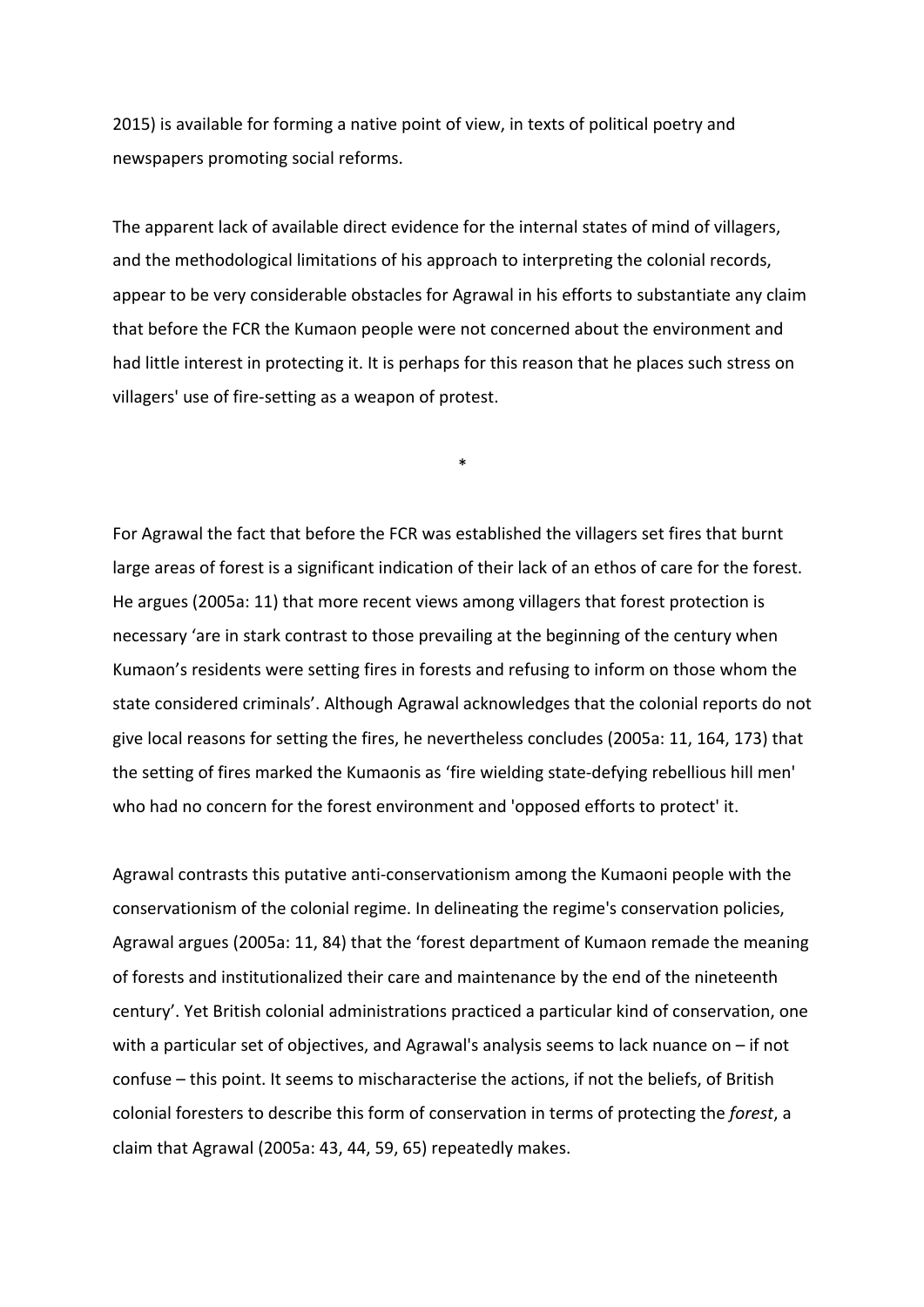2015) is available for forming a native point of view, in texts of political poetry and newspapers promoting social reforms.

The apparent lack of available direct evidence for the internal states of mind of villagers, and the methodological limitations of his approach to interpreting the colonial records, appear to be very considerable obstacles for Agrawal in his efforts to substantiate any claim that before the FCR the Kumaon people were not concerned about the environment and had little interest in protecting it. It is perhaps for this reason that he places such stress on villagers' use of fire-setting as a weapon of protest.

*

For Agrawal the fact that before the FCR was established the villagers set fires that burnt large areas of forest is a significant indication of their lack of an ethos of care for the forest. He argues (2005a: 11) that more recent views among villagers that forest protection is necessary 'are in stark contrast to those prevailing at the beginning of the century when Kumaon's residents were setting fires in forests and refusing to inform on those whom the state considered criminals'. Although Agrawal acknowledges that the colonial reports do not give local reasons for setting the fires, he nevertheless concludes (2005a: 11, 164, 173) that the setting of fires marked the Kumaonis as 'fire wielding state-defying rebellious hill men' who had no concern for the forest environment and 'opposed efforts to protect' it.

Agrawal contrasts this putative anti-conservationism among the Kumaoni people with the conservationism of the colonial regime. In delineating the regime's conservation policies, Agrawal argues (2005a: 11, 84) that the 'forest department of Kumaon remade the meaning of forests and institutionalized their care and maintenance by the end of the nineteenth century'. Yet British colonial administrations practiced a particular kind of conservation, one with a particular set of objectives, and Agrawal's analysis seems to lack nuance on – if not confuse – this point. It seems to mischaracterise the actions, if not the beliefs, of British colonial foresters to describe this form of conservation in terms of protecting the *forest*, a claim that Agrawal (2005a: 43, 44, 59, 65) repeatedly makes.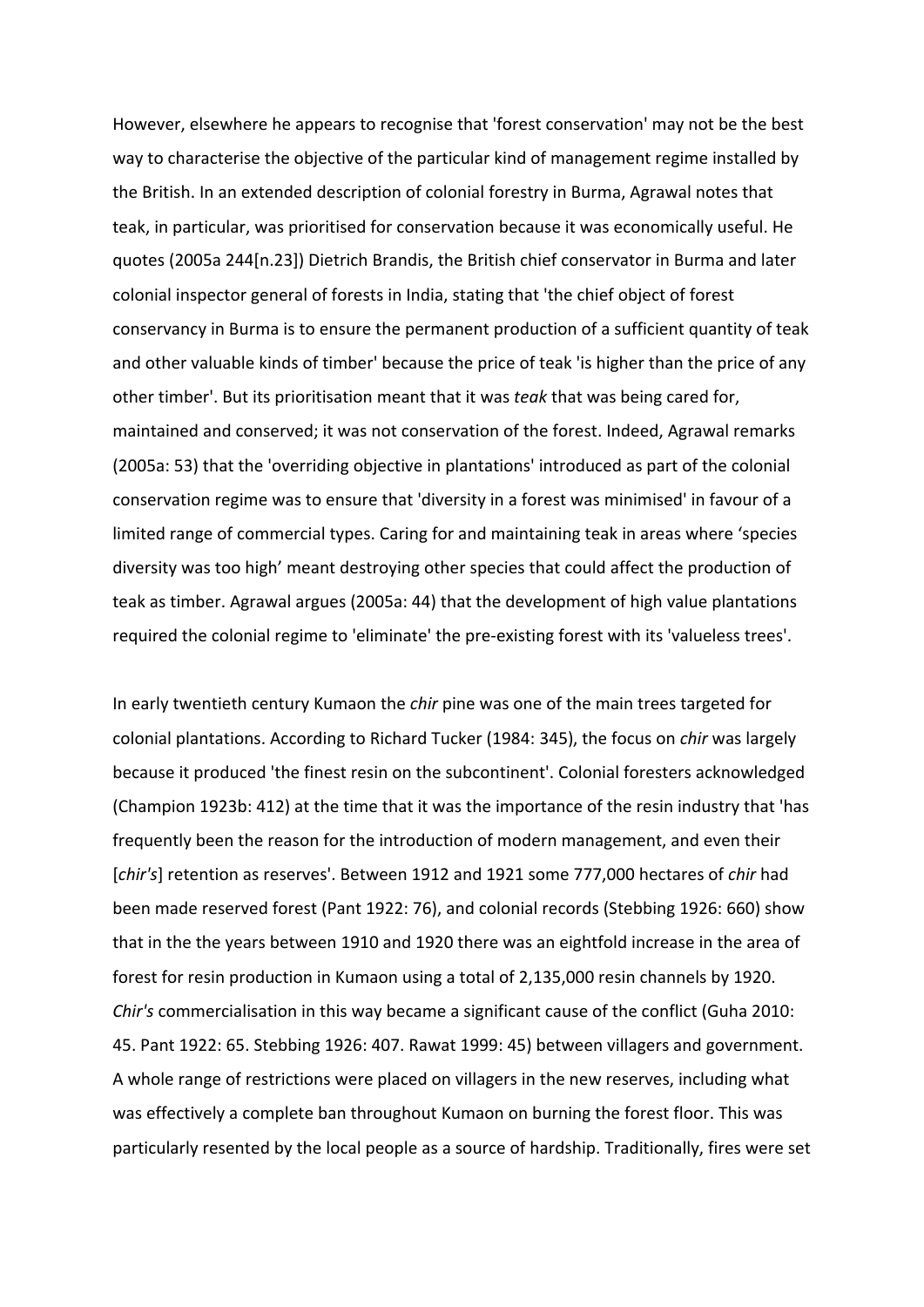However, elsewhere he appears to recognise that 'forest conservation' may not be the best way to characterise the objective of the particular kind of management regime installed by the British. In an extended description of colonial forestry in Burma, Agrawal notes that teak, in particular, was prioritised for conservation because it was economically useful. He quotes (2005a 244[n.23]) Dietrich Brandis, the British chief conservator in Burma and later colonial inspector general of forests in India, stating that 'the chief object of forest conservancy in Burma is to ensure the permanent production of a sufficient quantity of teak and other valuable kinds of timber' because the price of teak 'is higher than the price of any other timber'. But its prioritisation meant that it was *teak* that was being cared for, maintained and conserved; it was not conservation of the forest. Indeed, Agrawal remarks (2005a: 53) that the 'overriding objective in plantations' introduced as part of the colonial conservation regime was to ensure that 'diversity in a forest was minimised' in favour of a limited range of commercial types. Caring for and maintaining teak in areas where 'species diversity was too high' meant destroying other species that could affect the production of teak as timber. Agrawal argues (2005a: 44) that the development of high value plantations required the colonial regime to 'eliminate' the pre-existing forest with its 'valueless trees'.

In early twentieth century Kumaon the *chir* pine was one of the main trees targeted for colonial plantations. According to Richard Tucker (1984: 345), the focus on *chir* was largely because it produced 'the finest resin on the subcontinent'. Colonial foresters acknowledged (Champion 1923b: 412) at the time that it was the importance of the resin industry that 'has frequently been the reason for the introduction of modern management, and even their [*chir's*] retention as reserves'. Between 1912 and 1921 some 777,000 hectares of *chir* had been made reserved forest (Pant 1922: 76), and colonial records (Stebbing 1926: 660) show that in the the years between 1910 and 1920 there was an eightfold increase in the area of forest for resin production in Kumaon using a total of 2,135,000 resin channels by 1920. *Chir's* commercialisation in this way became a significant cause of the conflict (Guha 2010: 45. Pant 1922: 65. Stebbing 1926: 407. Rawat 1999: 45) between villagers and government. A whole range of restrictions were placed on villagers in the new reserves, including what was effectively a complete ban throughout Kumaon on burning the forest floor. This was particularly resented by the local people as a source of hardship. Traditionally, fires were set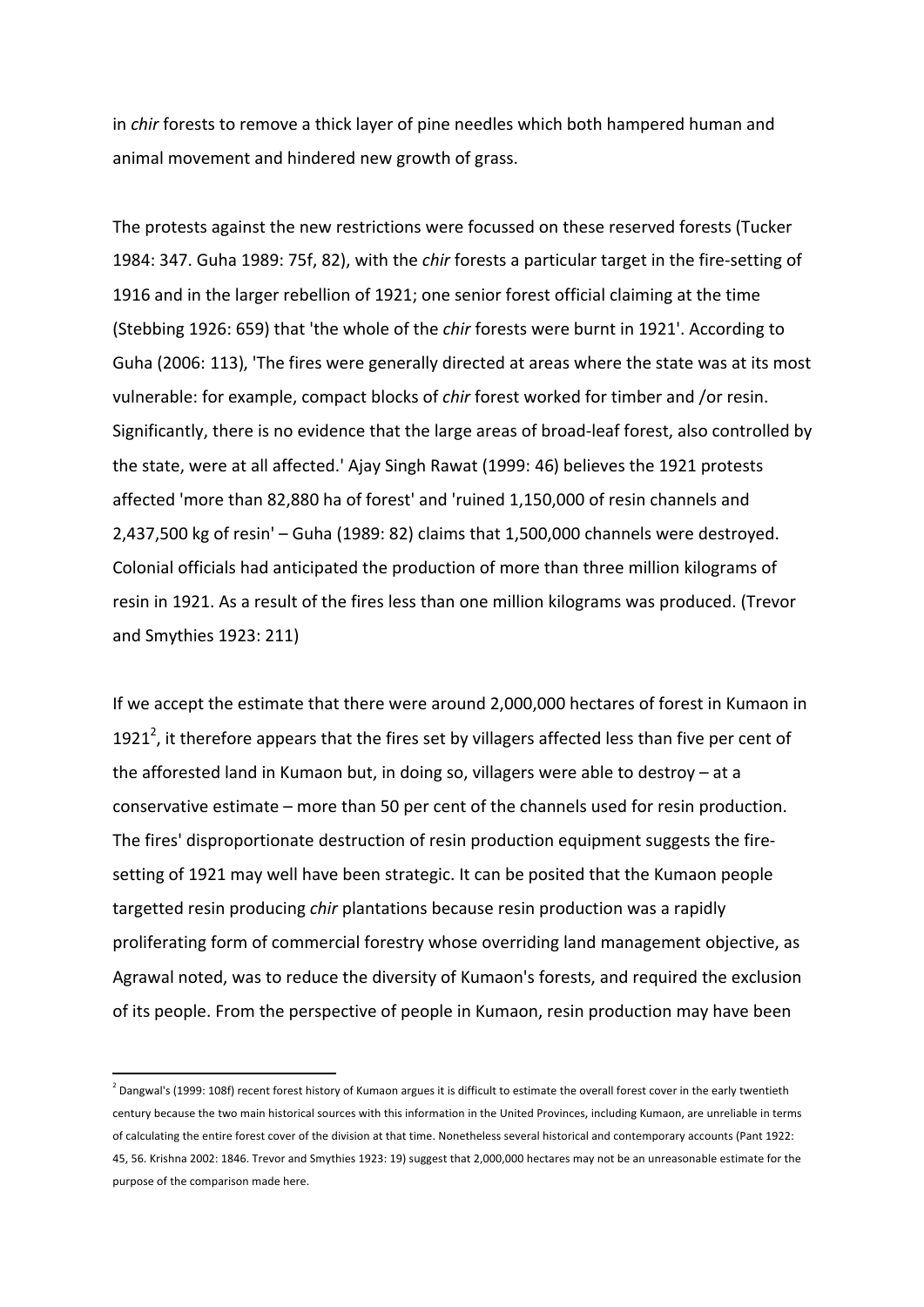in *chir* forests to remove a thick layer of pine needles which both hampered human and animal movement and hindered new growth of grass.

The protests against the new restrictions were focussed on these reserved forests (Tucker 1984: 347. Guha 1989: 75f, 82), with the *chir* forests a particular target in the fire-setting of 1916 and in the larger rebellion of 1921; one senior forest official claiming at the time (Stebbing 1926: 659) that 'the whole of the *chir* forests were burnt in 1921'. According to Guha (2006: 113), 'The fires were generally directed at areas where the state was at its most vulnerable: for example, compact blocks of *chir* forest worked for timber and /or resin. Significantly, there is no evidence that the large areas of broad-leaf forest, also controlled by the state, were at all affected.' Ajay Singh Rawat (1999: 46) believes the 1921 protests affected 'more than 82,880 ha of forest' and 'ruined 1,150,000 of resin channels and 2,437,500 kg of resin' – Guha (1989: 82) claims that 1,500,000 channels were destroyed. Colonial officials had anticipated the production of more than three million kilograms of resin in 1921. As a result of the fires less than one million kilograms was produced. (Trevor and Smythies 1923: 211)

If we accept the estimate that there were around 2,000,000 hectares of forest in Kumaon in 1921[2], it therefore appears that the fires set by villagers affected less than five per cent of the afforested land in Kumaon but, in doing so, villagers were able to destroy – at a conservative estimate – more than 50 per cent of the channels used for resin production. The fires' disproportionate destruction of resin production equipment suggests the fire-setting of 1921 may well have been strategic. It can be posited that the Kumaon people targetted resin producing *chir* plantations because resin production was a rapidly proliferating form of commercial forestry whose overriding land management objective, as Agrawal noted, was to reduce the diversity of Kumaon's forests, and required the exclusion of its people. From the perspective of people in Kumaon, resin production may have been

[2] Dangwal's (1999: 108f) recent forest history of Kumaon argues it is difficult to estimate the overall forest cover in the early twentieth century because the two main historical sources with this information in the United Provinces, including Kumaon, are unreliable in terms of calculating the entire forest cover of the division at that time. Nonetheless several historical and contemporary accounts (Pant 1922: 45, 56. Krishna 2002: 1846. Trevor and Smythies 1923: 19) suggest that 2,000,000 hectares may not be an unreasonable estimate for the purpose of the comparison made here.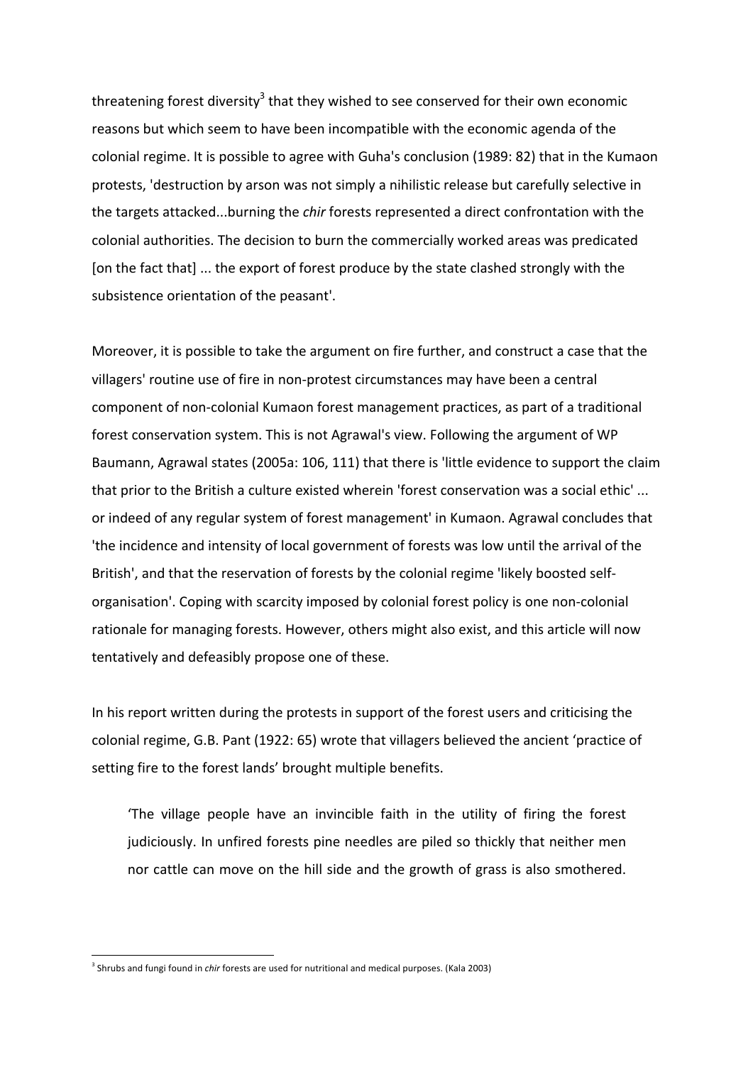threatening forest diversity[3] that they wished to see conserved for their own economic reasons but which seem to have been incompatible with the economic agenda of the colonial regime. It is possible to agree with Guha's conclusion (1989: 82) that in the Kumaon protests, 'destruction by arson was not simply a nihilistic release but carefully selective in the targets attacked...burning the *chir* forests represented a direct confrontation with the colonial authorities. The decision to burn the commercially worked areas was predicated [on the fact that] ... the export of forest produce by the state clashed strongly with the subsistence orientation of the peasant'.

Moreover, it is possible to take the argument on fire further, and construct a case that the villagers' routine use of fire in non-protest circumstances may have been a central component of non-colonial Kumaon forest management practices, as part of a traditional forest conservation system. This is not Agrawal's view. Following the argument of WP Baumann, Agrawal states (2005a: 106, 111) that there is 'little evidence to support the claim that prior to the British a culture existed wherein 'forest conservation was a social ethic' ... or indeed of any regular system of forest management' in Kumaon. Agrawal concludes that 'the incidence and intensity of local government of forests was low until the arrival of the British', and that the reservation of forests by the colonial regime 'likely boosted self-organisation'. Coping with scarcity imposed by colonial forest policy is one non-colonial rationale for managing forests. However, others might also exist, and this article will now tentatively and defeasibly propose one of these.

In his report written during the protests in support of the forest users and criticising the colonial regime, G.B. Pant (1922: 65) wrote that villagers believed the ancient 'practice of setting fire to the forest lands' brought multiple benefits.

> 'The village people have an invincible faith in the utility of firing the forest judiciously. In unfired forests pine needles are piled so thickly that neither men nor cattle can move on the hill side and the growth of grass is also smothered.

[3] Shrubs and fungi found in *chir* forests are used for nutritional and medical purposes. (Kala 2003)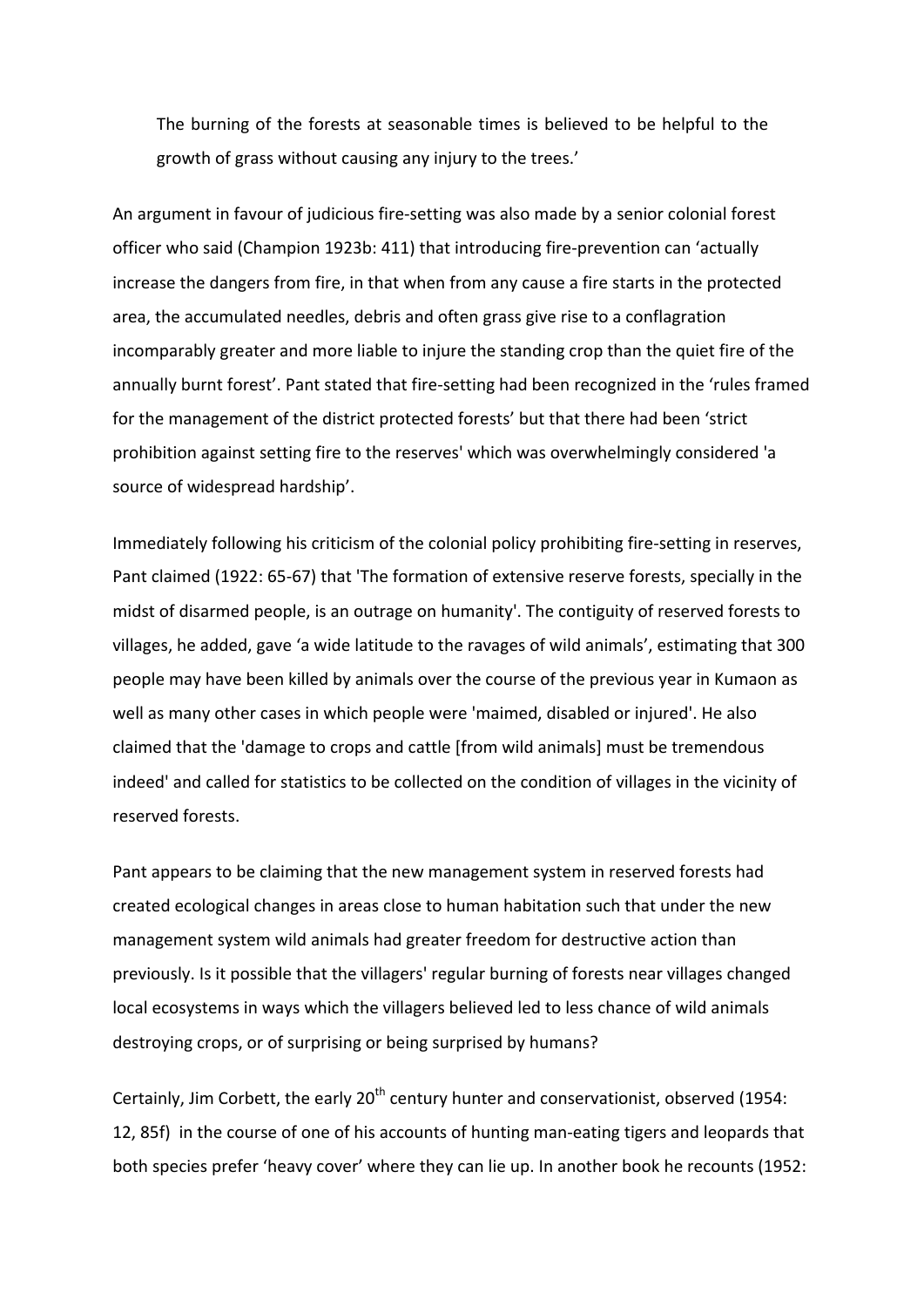> The burning of the forests at seasonable times is believed to be helpful to the growth of grass without causing any injury to the trees.'

An argument in favour of judicious fire-setting was also made by a senior colonial forest officer who said (Champion 1923b: 411) that introducing fire-prevention can 'actually increase the dangers from fire, in that when from any cause a fire starts in the protected area, the accumulated needles, debris and often grass give rise to a conflagration incomparably greater and more liable to injure the standing crop than the quiet fire of the annually burnt forest'. Pant stated that fire-setting had been recognized in the 'rules framed for the management of the district protected forests' but that there had been 'strict prohibition against setting fire to the reserves' which was overwhelmingly considered 'a source of widespread hardship'.

Immediately following his criticism of the colonial policy prohibiting fire-setting in reserves, Pant claimed (1922: 65-67) that 'The formation of extensive reserve forests, specially in the midst of disarmed people, is an outrage on humanity'. The contiguity of reserved forests to villages, he added, gave 'a wide latitude to the ravages of wild animals', estimating that 300 people may have been killed by animals over the course of the previous year in Kumaon as well as many other cases in which people were 'maimed, disabled or injured'. He also claimed that the 'damage to crops and cattle [from wild animals] must be tremendous indeed' and called for statistics to be collected on the condition of villages in the vicinity of reserved forests.

Pant appears to be claiming that the new management system in reserved forests had created ecological changes in areas close to human habitation such that under the new management system wild animals had greater freedom for destructive action than previously. Is it possible that the villagers' regular burning of forests near villages changed local ecosystems in ways which the villagers believed led to less chance of wild animals destroying crops, or of surprising or being surprised by humans?

Certainly, Jim Corbett, the early 20th century hunter and conservationist, observed (1954: 12, 85f) in the course of one of his accounts of hunting man-eating tigers and leopards that both species prefer 'heavy cover' where they can lie up. In another book he recounts (1952: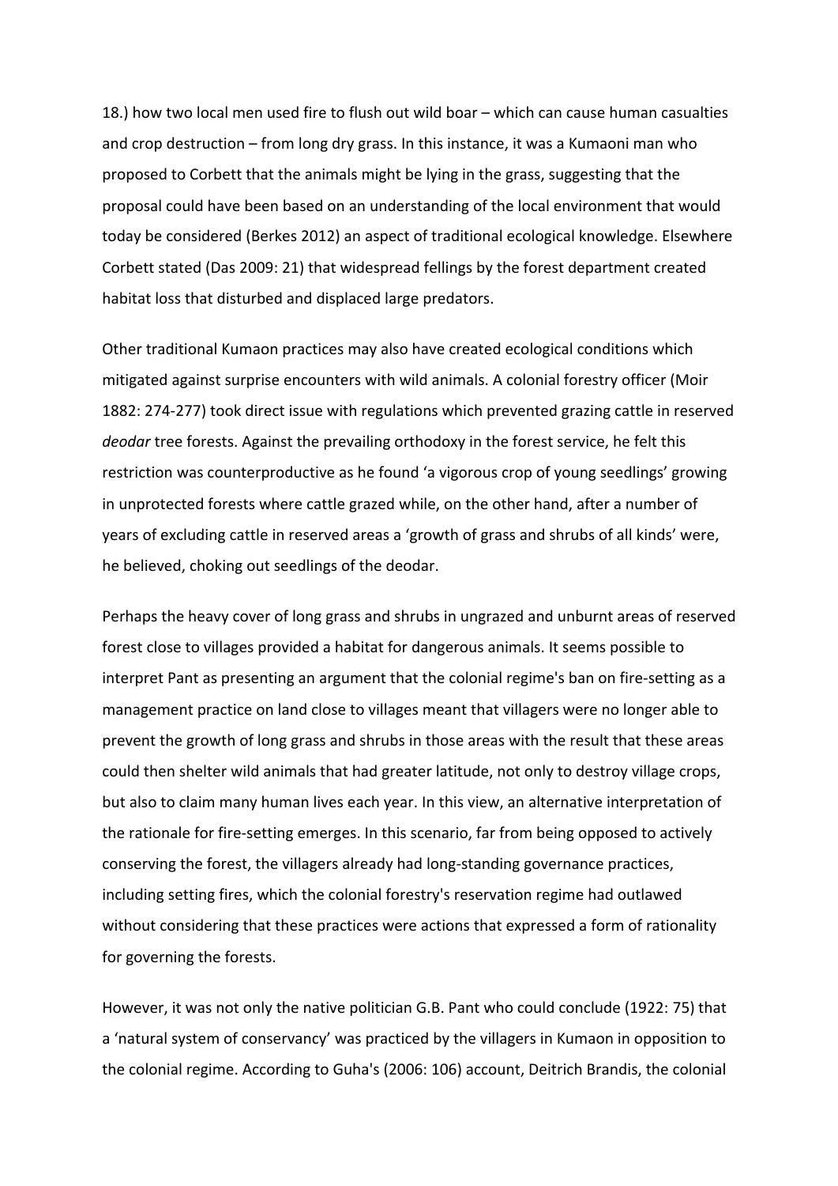18.) how two local men used fire to flush out wild boar – which can cause human casualties and crop destruction – from long dry grass. In this instance, it was a Kumaoni man who proposed to Corbett that the animals might be lying in the grass, suggesting that the proposal could have been based on an understanding of the local environment that would today be considered (Berkes 2012) an aspect of traditional ecological knowledge. Elsewhere Corbett stated (Das 2009: 21) that widespread fellings by the forest department created habitat loss that disturbed and displaced large predators.

Other traditional Kumaon practices may also have created ecological conditions which mitigated against surprise encounters with wild animals. A colonial forestry officer (Moir 1882: 274-277) took direct issue with regulations which prevented grazing cattle in reserved *deodar* tree forests. Against the prevailing orthodoxy in the forest service, he felt this restriction was counterproductive as he found 'a vigorous crop of young seedlings' growing in unprotected forests where cattle grazed while, on the other hand, after a number of years of excluding cattle in reserved areas a 'growth of grass and shrubs of all kinds' were, he believed, choking out seedlings of the deodar.

Perhaps the heavy cover of long grass and shrubs in ungrazed and unburnt areas of reserved forest close to villages provided a habitat for dangerous animals. It seems possible to interpret Pant as presenting an argument that the colonial regime's ban on fire-setting as a management practice on land close to villages meant that villagers were no longer able to prevent the growth of long grass and shrubs in those areas with the result that these areas could then shelter wild animals that had greater latitude, not only to destroy village crops, but also to claim many human lives each year. In this view, an alternative interpretation of the rationale for fire-setting emerges. In this scenario, far from being opposed to actively conserving the forest, the villagers already had long-standing governance practices, including setting fires, which the colonial forestry's reservation regime had outlawed without considering that these practices were actions that expressed a form of rationality for governing the forests.

However, it was not only the native politician G.B. Pant who could conclude (1922: 75) that a 'natural system of conservancy' was practiced by the villagers in Kumaon in opposition to the colonial regime. According to Guha's (2006: 106) account, Deitrich Brandis, the colonial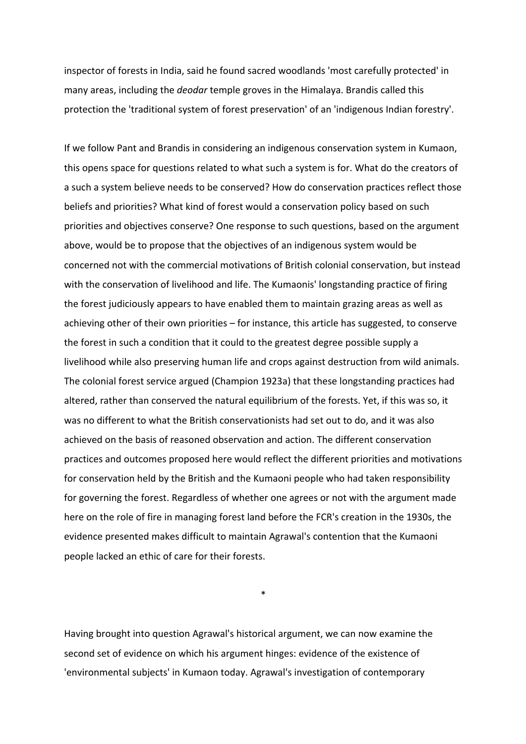inspector of forests in India, said he found sacred woodlands 'most carefully protected' in many areas, including the *deodar* temple groves in the Himalaya. Brandis called this protection the 'traditional system of forest preservation' of an 'indigenous Indian forestry'.

If we follow Pant and Brandis in considering an indigenous conservation system in Kumaon, this opens space for questions related to what such a system is for. What do the creators of a such a system believe needs to be conserved? How do conservation practices reflect those beliefs and priorities? What kind of forest would a conservation policy based on such priorities and objectives conserve? One response to such questions, based on the argument above, would be to propose that the objectives of an indigenous system would be concerned not with the commercial motivations of British colonial conservation, but instead with the conservation of livelihood and life. The Kumaonis' longstanding practice of firing the forest judiciously appears to have enabled them to maintain grazing areas as well as achieving other of their own priorities – for instance, this article has suggested, to conserve the forest in such a condition that it could to the greatest degree possible supply a livelihood while also preserving human life and crops against destruction from wild animals. The colonial forest service argued (Champion 1923a) that these longstanding practices had altered, rather than conserved the natural equilibrium of the forests. Yet, if this was so, it was no different to what the British conservationists had set out to do, and it was also achieved on the basis of reasoned observation and action. The different conservation practices and outcomes proposed here would reflect the different priorities and motivations for conservation held by the British and the Kumaoni people who had taken responsibility for governing the forest. Regardless of whether one agrees or not with the argument made here on the role of fire in managing forest land before the FCR's creation in the 1930s, the evidence presented makes difficult to maintain Agrawal's contention that the Kumaoni people lacked an ethic of care for their forests.

*

Having brought into question Agrawal's historical argument, we can now examine the second set of evidence on which his argument hinges: evidence of the existence of 'environmental subjects' in Kumaon today. Agrawal's investigation of contemporary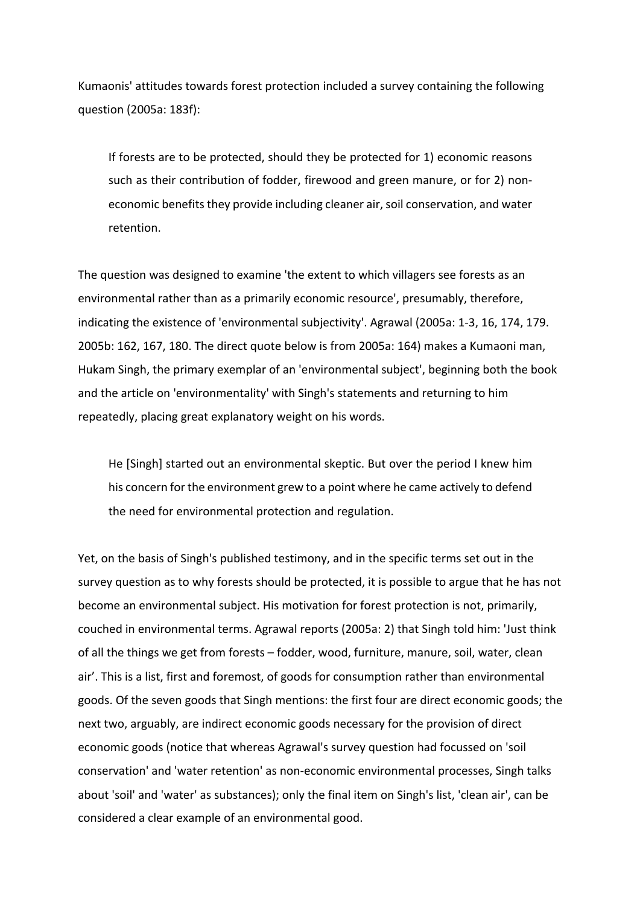Kumaonis' attitudes towards forest protection included a survey containing the following question (2005a: 183f):

> If forests are to be protected, should they be protected for 1) economic reasons such as their contribution of fodder, firewood and green manure, or for 2) non-economic benefits they provide including cleaner air, soil conservation, and water retention.

The question was designed to examine 'the extent to which villagers see forests as an environmental rather than as a primarily economic resource', presumably, therefore, indicating the existence of 'environmental subjectivity'. Agrawal (2005a: 1-3, 16, 174, 179. 2005b: 162, 167, 180. The direct quote below is from 2005a: 164) makes a Kumaoni man, Hukam Singh, the primary exemplar of an 'environmental subject', beginning both the book and the article on 'environmentality' with Singh's statements and returning to him repeatedly, placing great explanatory weight on his words.

> He [Singh] started out an environmental skeptic. But over the period I knew him his concern for the environment grew to a point where he came actively to defend the need for environmental protection and regulation.

Yet, on the basis of Singh's published testimony, and in the specific terms set out in the survey question as to why forests should be protected, it is possible to argue that he has not become an environmental subject. His motivation for forest protection is not, primarily, couched in environmental terms. Agrawal reports (2005a: 2) that Singh told him: 'Just think of all the things we get from forests – fodder, wood, furniture, manure, soil, water, clean air'. This is a list, first and foremost, of goods for consumption rather than environmental goods. Of the seven goods that Singh mentions: the first four are direct economic goods; the next two, arguably, are indirect economic goods necessary for the provision of direct economic goods (notice that whereas Agrawal's survey question had focussed on 'soil conservation' and 'water retention' as non-economic environmental processes, Singh talks about 'soil' and 'water' as substances); only the final item on Singh's list, 'clean air', can be considered a clear example of an environmental good.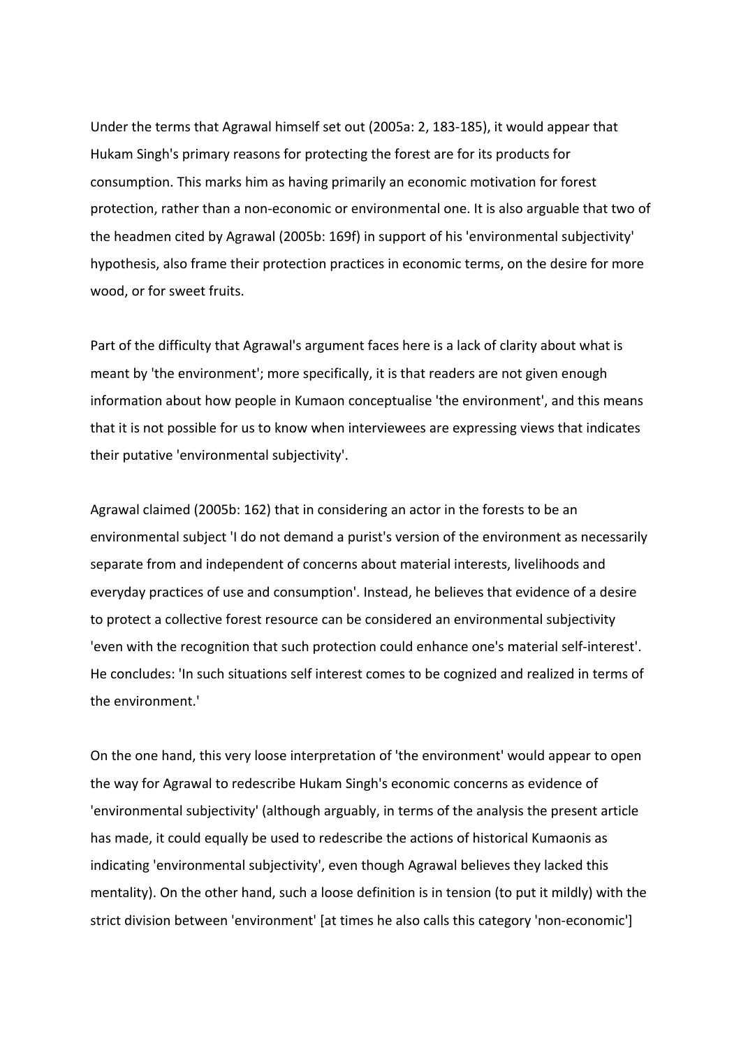Under the terms that Agrawal himself set out (2005a: 2, 183-185), it would appear that Hukam Singh's primary reasons for protecting the forest are for its products for consumption. This marks him as having primarily an economic motivation for forest protection, rather than a non-economic or environmental one. It is also arguable that two of the headmen cited by Agrawal (2005b: 169f) in support of his 'environmental subjectivity' hypothesis, also frame their protection practices in economic terms, on the desire for more wood, or for sweet fruits.

Part of the difficulty that Agrawal's argument faces here is a lack of clarity about what is meant by 'the environment'; more specifically, it is that readers are not given enough information about how people in Kumaon conceptualise 'the environment', and this means that it is not possible for us to know when interviewees are expressing views that indicates their putative 'environmental subjectivity'.

Agrawal claimed (2005b: 162) that in considering an actor in the forests to be an environmental subject 'I do not demand a purist's version of the environment as necessarily separate from and independent of concerns about material interests, livelihoods and everyday practices of use and consumption'. Instead, he believes that evidence of a desire to protect a collective forest resource can be considered an environmental subjectivity 'even with the recognition that such protection could enhance one's material self-interest'. He concludes: 'In such situations self interest comes to be cognized and realized in terms of the environment.'

On the one hand, this very loose interpretation of 'the environment' would appear to open the way for Agrawal to redescribe Hukam Singh's economic concerns as evidence of 'environmental subjectivity' (although arguably, in terms of the analysis the present article has made, it could equally be used to redescribe the actions of historical Kumaonis as indicating 'environmental subjectivity', even though Agrawal believes they lacked this mentality). On the other hand, such a loose definition is in tension (to put it mildly) with the strict division between 'environment' [at times he also calls this category 'non-economic']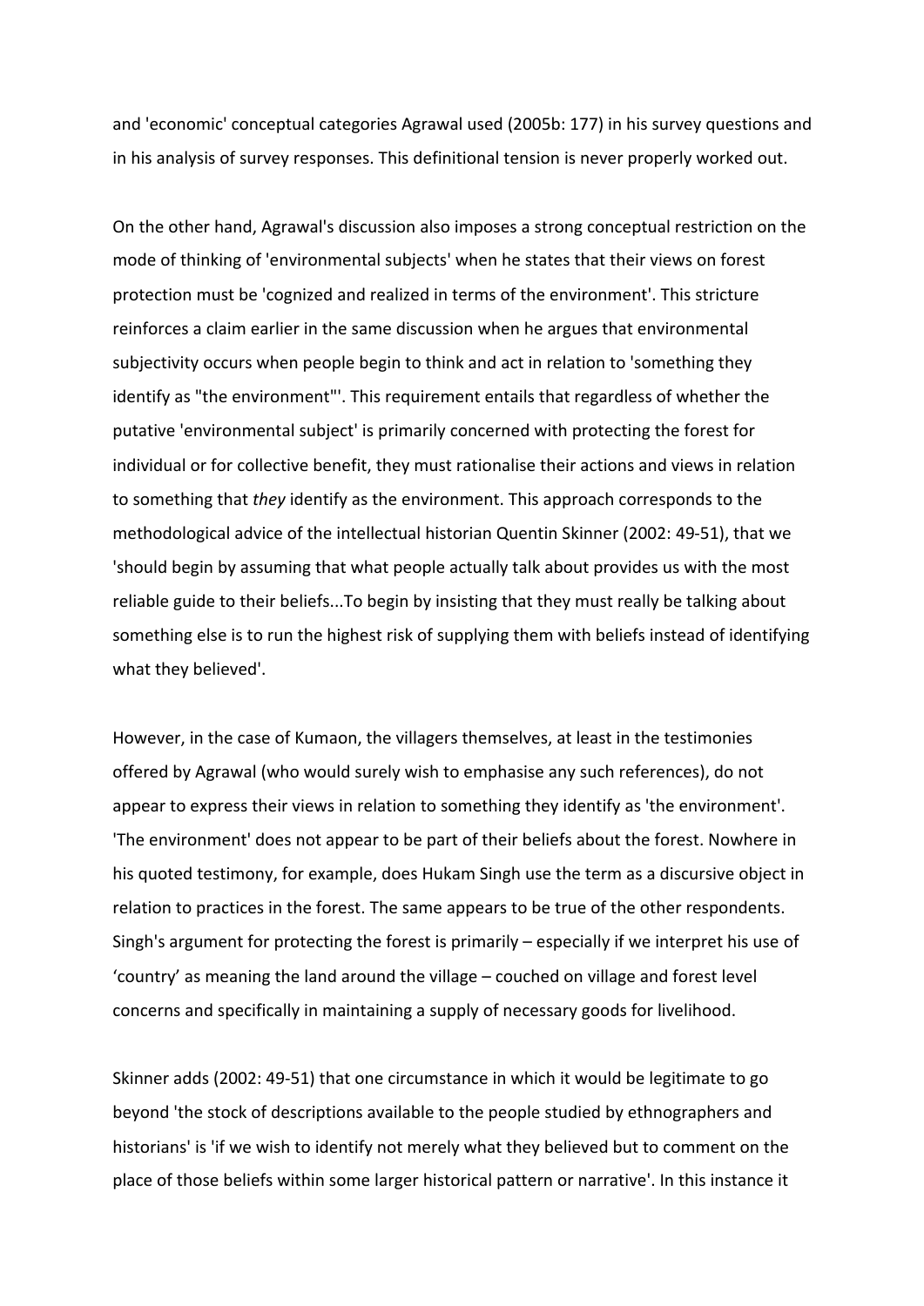and 'economic' conceptual categories Agrawal used (2005b: 177) in his survey questions and in his analysis of survey responses. This definitional tension is never properly worked out.

On the other hand, Agrawal's discussion also imposes a strong conceptual restriction on the mode of thinking of 'environmental subjects' when he states that their views on forest protection must be 'cognized and realized in terms of the environment'. This stricture reinforces a claim earlier in the same discussion when he argues that environmental subjectivity occurs when people begin to think and act in relation to 'something they identify as "the environment"'. This requirement entails that regardless of whether the putative 'environmental subject' is primarily concerned with protecting the forest for individual or for collective benefit, they must rationalise their actions and views in relation to something that *they* identify as the environment. This approach corresponds to the methodological advice of the intellectual historian Quentin Skinner (2002: 49-51), that we 'should begin by assuming that what people actually talk about provides us with the most reliable guide to their beliefs...To begin by insisting that they must really be talking about something else is to run the highest risk of supplying them with beliefs instead of identifying what they believed'.

However, in the case of Kumaon, the villagers themselves, at least in the testimonies offered by Agrawal (who would surely wish to emphasise any such references), do not appear to express their views in relation to something they identify as 'the environment'. 'The environment' does not appear to be part of their beliefs about the forest. Nowhere in his quoted testimony, for example, does Hukam Singh use the term as a discursive object in relation to practices in the forest. The same appears to be true of the other respondents. Singh's argument for protecting the forest is primarily – especially if we interpret his use of 'country' as meaning the land around the village – couched on village and forest level concerns and specifically in maintaining a supply of necessary goods for livelihood.

Skinner adds (2002: 49-51) that one circumstance in which it would be legitimate to go beyond 'the stock of descriptions available to the people studied by ethnographers and historians' is 'if we wish to identify not merely what they believed but to comment on the place of those beliefs within some larger historical pattern or narrative'. In this instance it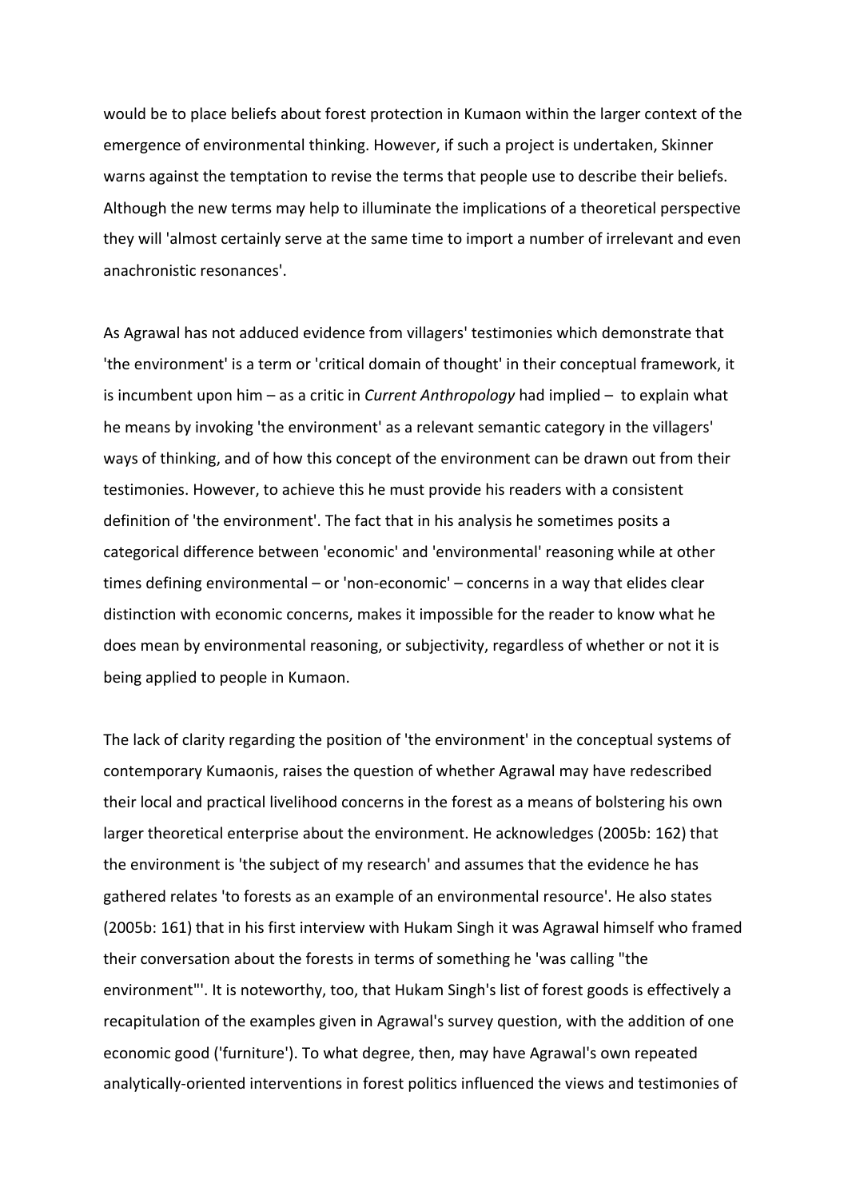would be to place beliefs about forest protection in Kumaon within the larger context of the emergence of environmental thinking. However, if such a project is undertaken, Skinner warns against the temptation to revise the terms that people use to describe their beliefs. Although the new terms may help to illuminate the implications of a theoretical perspective they will 'almost certainly serve at the same time to import a number of irrelevant and even anachronistic resonances'.

As Agrawal has not adduced evidence from villagers' testimonies which demonstrate that 'the environment' is a term or 'critical domain of thought' in their conceptual framework, it is incumbent upon him – as a critic in *Current Anthropology* had implied – to explain what he means by invoking 'the environment' as a relevant semantic category in the villagers' ways of thinking, and of how this concept of the environment can be drawn out from their testimonies. However, to achieve this he must provide his readers with a consistent definition of 'the environment'. The fact that in his analysis he sometimes posits a categorical difference between 'economic' and 'environmental' reasoning while at other times defining environmental – or 'non-economic' – concerns in a way that elides clear distinction with economic concerns, makes it impossible for the reader to know what he does mean by environmental reasoning, or subjectivity, regardless of whether or not it is being applied to people in Kumaon.

The lack of clarity regarding the position of 'the environment' in the conceptual systems of contemporary Kumaonis, raises the question of whether Agrawal may have redescribed their local and practical livelihood concerns in the forest as a means of bolstering his own larger theoretical enterprise about the environment. He acknowledges (2005b: 162) that the environment is 'the subject of my research' and assumes that the evidence he has gathered relates 'to forests as an example of an environmental resource'. He also states (2005b: 161) that in his first interview with Hukam Singh it was Agrawal himself who framed their conversation about the forests in terms of something he 'was calling "the environment"'. It is noteworthy, too, that Hukam Singh's list of forest goods is effectively a recapitulation of the examples given in Agrawal's survey question, with the addition of one economic good ('furniture'). To what degree, then, may have Agrawal's own repeated analytically-oriented interventions in forest politics influenced the views and testimonies of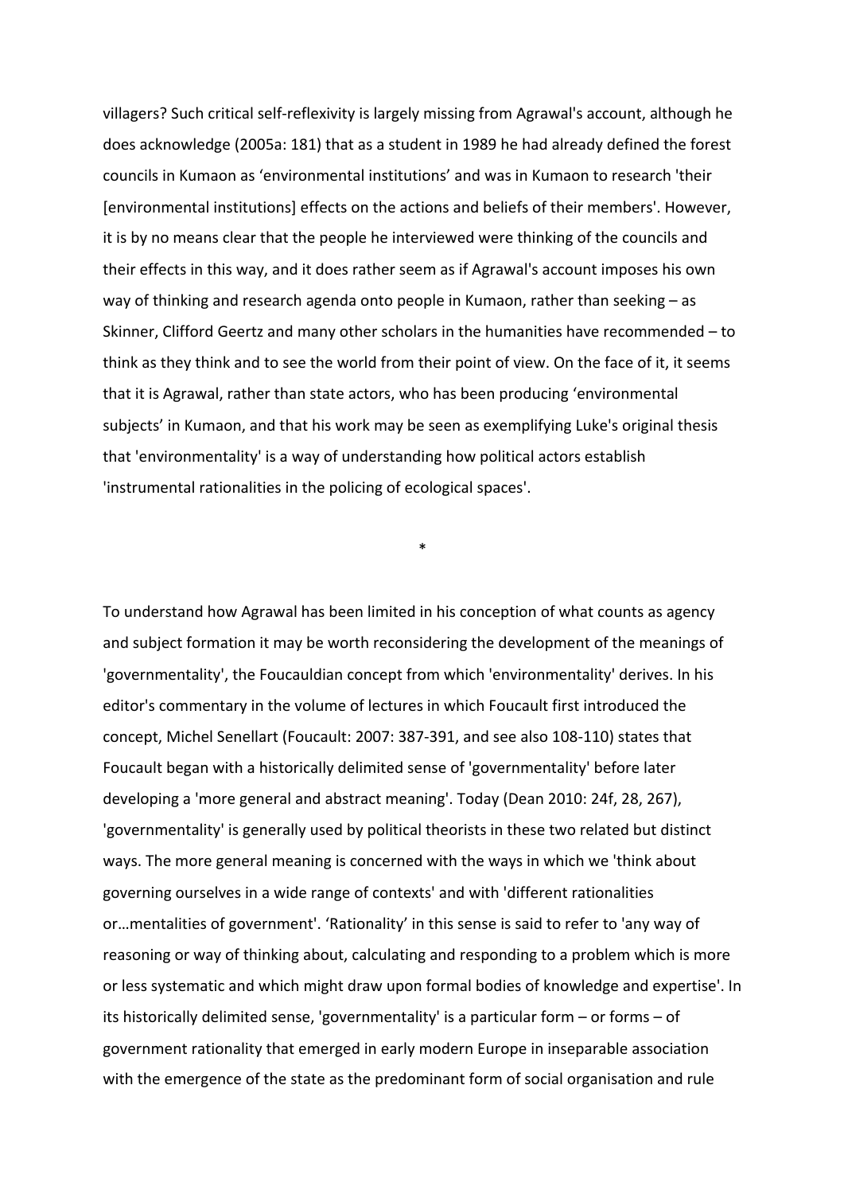villagers? Such critical self-reflexivity is largely missing from Agrawal's account, although he does acknowledge (2005a: 181) that as a student in 1989 he had already defined the forest councils in Kumaon as ‘environmental institutions’ and was in Kumaon to research 'their [environmental institutions] effects on the actions and beliefs of their members'. However, it is by no means clear that the people he interviewed were thinking of the councils and their effects in this way, and it does rather seem as if Agrawal's account imposes his own way of thinking and research agenda onto people in Kumaon, rather than seeking – as Skinner, Clifford Geertz and many other scholars in the humanities have recommended – to think as they think and to see the world from their point of view. On the face of it, it seems that it is Agrawal, rather than state actors, who has been producing ‘environmental subjects’ in Kumaon, and that his work may be seen as exemplifying Luke's original thesis that 'environmentality' is a way of understanding how political actors establish 'instrumental rationalities in the policing of ecological spaces'.

*

To understand how Agrawal has been limited in his conception of what counts as agency and subject formation it may be worth reconsidering the development of the meanings of 'governmentality', the Foucauldian concept from which 'environmentality' derives. In his editor's commentary in the volume of lectures in which Foucault first introduced the concept, Michel Senellart (Foucault: 2007: 387-391, and see also 108-110) states that Foucault began with a historically delimited sense of 'governmentality' before later developing a 'more general and abstract meaning'. Today (Dean 2010: 24f, 28, 267), 'governmentality' is generally used by political theorists in these two related but distinct ways. The more general meaning is concerned with the ways in which we 'think about governing ourselves in a wide range of contexts' and with 'different rationalities or…mentalities of government'. ‘Rationality’ in this sense is said to refer to 'any way of reasoning or way of thinking about, calculating and responding to a problem which is more or less systematic and which might draw upon formal bodies of knowledge and expertise'. In its historically delimited sense, 'governmentality' is a particular form – or forms – of government rationality that emerged in early modern Europe in inseparable association with the emergence of the state as the predominant form of social organisation and rule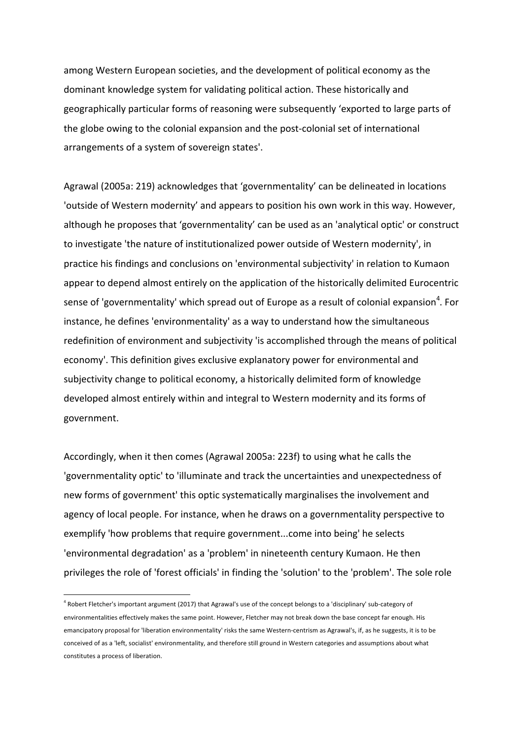among Western European societies, and the development of political economy as the dominant knowledge system for validating political action. These historically and geographically particular forms of reasoning were subsequently 'exported to large parts of the globe owing to the colonial expansion and the post-colonial set of international arrangements of a system of sovereign states'.

Agrawal (2005a: 219) acknowledges that 'governmentality' can be delineated in locations 'outside of Western modernity' and appears to position his own work in this way. However, although he proposes that 'governmentality' can be used as an 'analytical optic' or construct to investigate 'the nature of institutionalized power outside of Western modernity', in practice his findings and conclusions on 'environmental subjectivity' in relation to Kumaon appear to depend almost entirely on the application of the historically delimited Eurocentric sense of 'governmentality' which spread out of Europe as a result of colonial expansion[4]. For instance, he defines 'environmentality' as a way to understand how the simultaneous redefinition of environment and subjectivity 'is accomplished through the means of political economy'. This definition gives exclusive explanatory power for environmental and subjectivity change to political economy, a historically delimited form of knowledge developed almost entirely within and integral to Western modernity and its forms of government.

Accordingly, when it then comes (Agrawal 2005a: 223f) to using what he calls the 'governmentality optic' to 'illuminate and track the uncertainties and unexpectedness of new forms of government' this optic systematically marginalises the involvement and agency of local people. For instance, when he draws on a governmentality perspective to exemplify 'how problems that require government...come into being' he selects 'environmental degradation' as a 'problem' in nineteenth century Kumaon. He then privileges the role of 'forest officials' in finding the 'solution' to the 'problem'. The sole role

[4] Robert Fletcher's important argument (2017) that Agrawal's use of the concept belongs to a 'disciplinary' sub-category of environmentalities effectively makes the same point. However, Fletcher may not break down the base concept far enough. His emancipatory proposal for 'liberation environmentality' risks the same Western-centrism as Agrawal's, if, as he suggests, it is to be conceived of as a 'left, socialist' environmentality, and therefore still ground in Western categories and assumptions about what constitutes a process of liberation.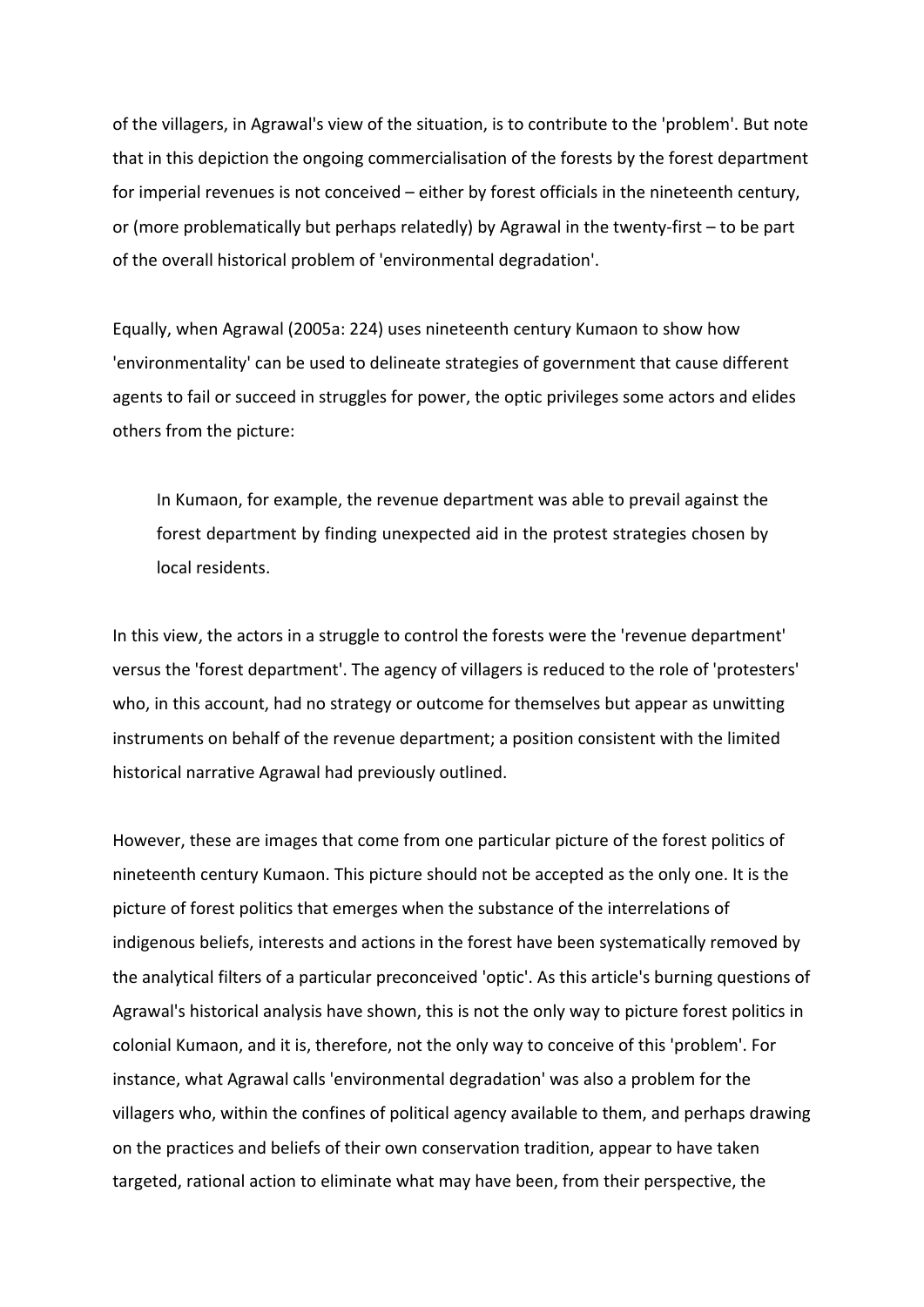of the villagers, in Agrawal's view of the situation, is to contribute to the 'problem'. But note that in this depiction the ongoing commercialisation of the forests by the forest department for imperial revenues is not conceived – either by forest officials in the nineteenth century, or (more problematically but perhaps relatedly) by Agrawal in the twenty-first – to be part of the overall historical problem of 'environmental degradation'.

Equally, when Agrawal (2005a: 224) uses nineteenth century Kumaon to show how 'environmentality' can be used to delineate strategies of government that cause different agents to fail or succeed in struggles for power, the optic privileges some actors and elides others from the picture:

> In Kumaon, for example, the revenue department was able to prevail against the forest department by finding unexpected aid in the protest strategies chosen by local residents.

In this view, the actors in a struggle to control the forests were the 'revenue department' versus the 'forest department'. The agency of villagers is reduced to the role of 'protesters' who, in this account, had no strategy or outcome for themselves but appear as unwitting instruments on behalf of the revenue department; a position consistent with the limited historical narrative Agrawal had previously outlined.

However, these are images that come from one particular picture of the forest politics of nineteenth century Kumaon. This picture should not be accepted as the only one. It is the picture of forest politics that emerges when the substance of the interrelations of indigenous beliefs, interests and actions in the forest have been systematically removed by the analytical filters of a particular preconceived 'optic'. As this article's burning questions of Agrawal's historical analysis have shown, this is not the only way to picture forest politics in colonial Kumaon, and it is, therefore, not the only way to conceive of this 'problem'. For instance, what Agrawal calls 'environmental degradation' was also a problem for the villagers who, within the confines of political agency available to them, and perhaps drawing on the practices and beliefs of their own conservation tradition, appear to have taken targeted, rational action to eliminate what may have been, from their perspective, the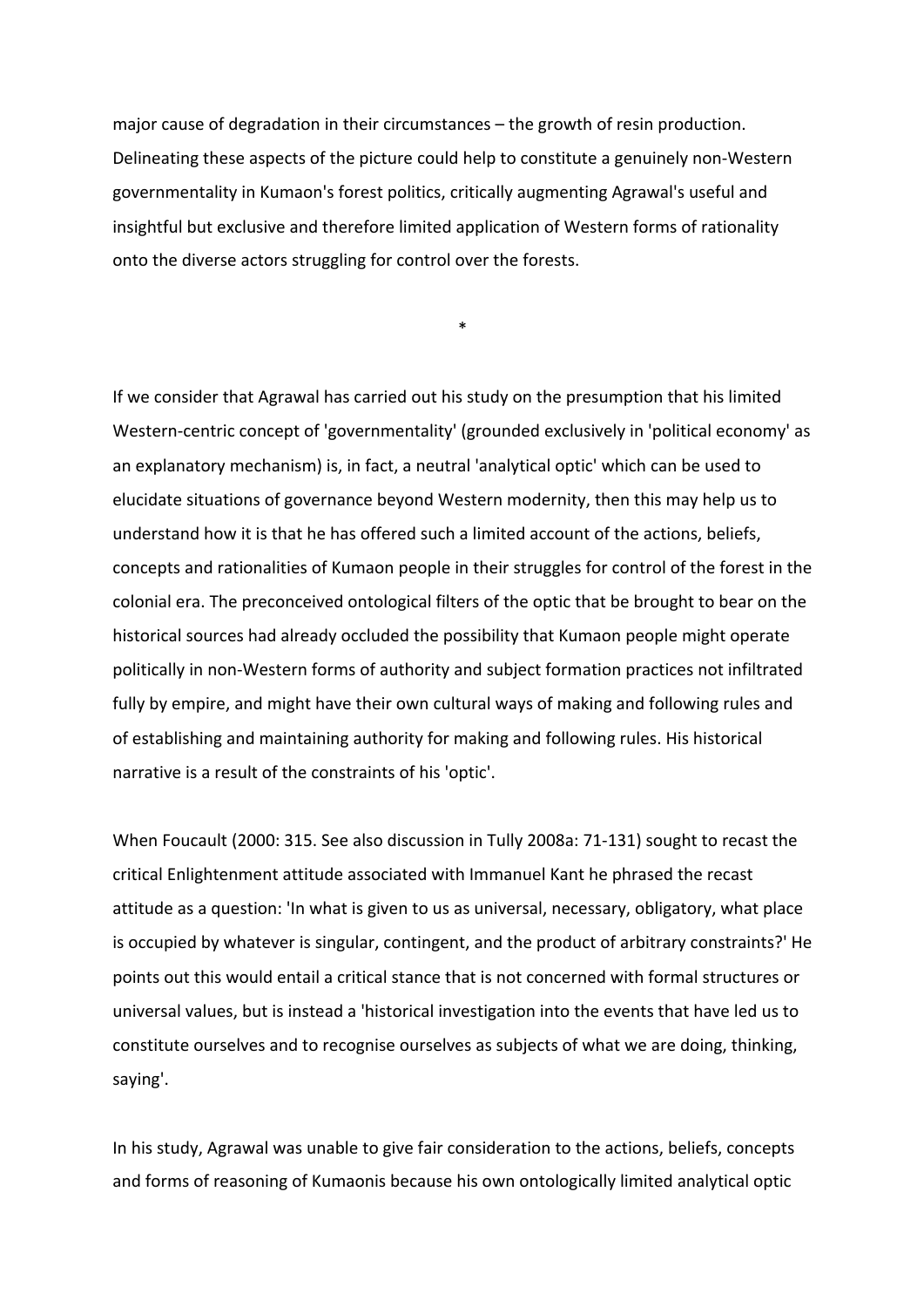major cause of degradation in their circumstances – the growth of resin production. Delineating these aspects of the picture could help to constitute a genuinely non-Western governmentality in Kumaon's forest politics, critically augmenting Agrawal's useful and insightful but exclusive and therefore limited application of Western forms of rationality onto the diverse actors struggling for control over the forests.

*

If we consider that Agrawal has carried out his study on the presumption that his limited Western-centric concept of 'governmentality' (grounded exclusively in 'political economy' as an explanatory mechanism) is, in fact, a neutral 'analytical optic' which can be used to elucidate situations of governance beyond Western modernity, then this may help us to understand how it is that he has offered such a limited account of the actions, beliefs, concepts and rationalities of Kumaon people in their struggles for control of the forest in the colonial era. The preconceived ontological filters of the optic that be brought to bear on the historical sources had already occluded the possibility that Kumaon people might operate politically in non-Western forms of authority and subject formation practices not infiltrated fully by empire, and might have their own cultural ways of making and following rules and of establishing and maintaining authority for making and following rules. His historical narrative is a result of the constraints of his 'optic'.

When Foucault (2000: 315. See also discussion in Tully 2008a: 71-131) sought to recast the critical Enlightenment attitude associated with Immanuel Kant he phrased the recast attitude as a question: 'In what is given to us as universal, necessary, obligatory, what place is occupied by whatever is singular, contingent, and the product of arbitrary constraints?' He points out this would entail a critical stance that is not concerned with formal structures or universal values, but is instead a 'historical investigation into the events that have led us to constitute ourselves and to recognise ourselves as subjects of what we are doing, thinking, saying'.

In his study, Agrawal was unable to give fair consideration to the actions, beliefs, concepts and forms of reasoning of Kumaonis because his own ontologically limited analytical optic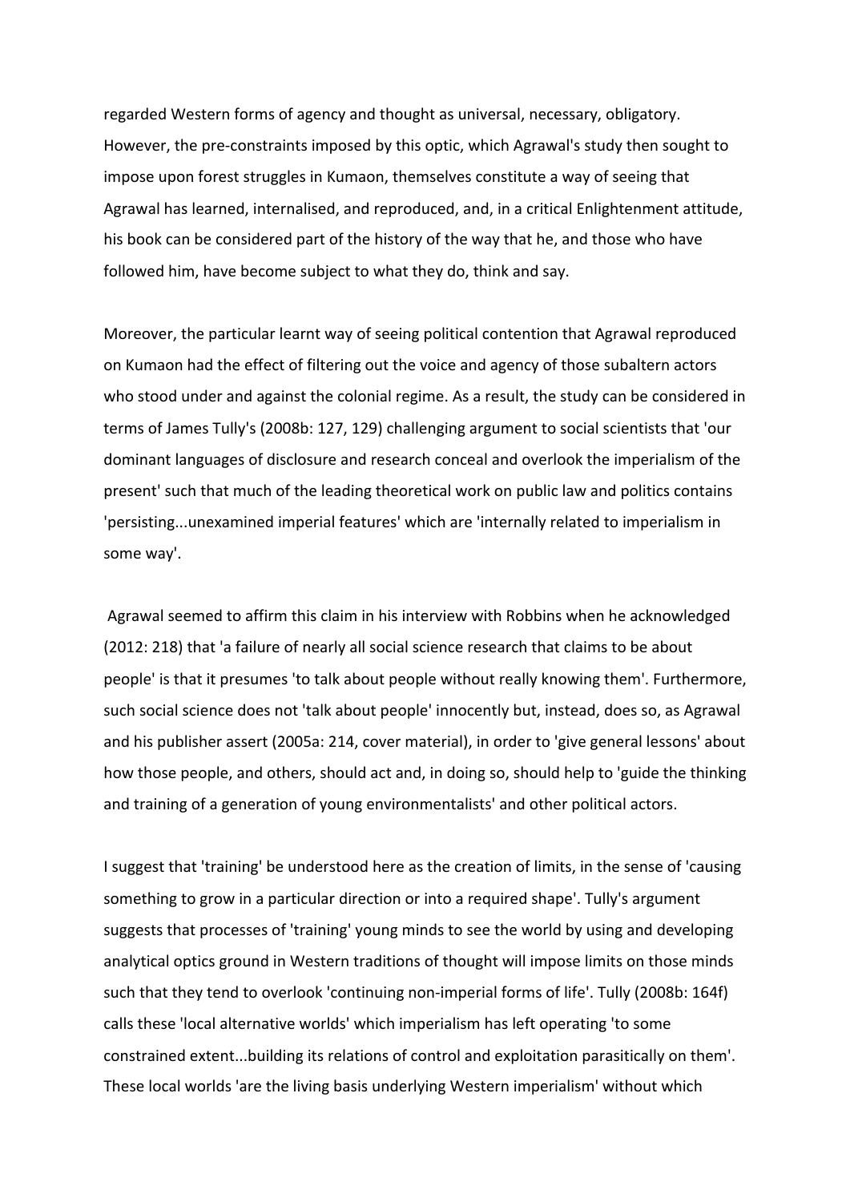regarded Western forms of agency and thought as universal, necessary, obligatory. However, the pre-constraints imposed by this optic, which Agrawal's study then sought to impose upon forest struggles in Kumaon, themselves constitute a way of seeing that Agrawal has learned, internalised, and reproduced, and, in a critical Enlightenment attitude, his book can be considered part of the history of the way that he, and those who have followed him, have become subject to what they do, think and say.

Moreover, the particular learnt way of seeing political contention that Agrawal reproduced on Kumaon had the effect of filtering out the voice and agency of those subaltern actors who stood under and against the colonial regime. As a result, the study can be considered in terms of James Tully's (2008b: 127, 129) challenging argument to social scientists that 'our dominant languages of disclosure and research conceal and overlook the imperialism of the present' such that much of the leading theoretical work on public law and politics contains 'persisting...unexamined imperial features' which are 'internally related to imperialism in some way'.

Agrawal seemed to affirm this claim in his interview with Robbins when he acknowledged (2012: 218) that 'a failure of nearly all social science research that claims to be about people' is that it presumes 'to talk about people without really knowing them'. Furthermore, such social science does not 'talk about people' innocently but, instead, does so, as Agrawal and his publisher assert (2005a: 214, cover material), in order to 'give general lessons' about how those people, and others, should act and, in doing so, should help to 'guide the thinking and training of a generation of young environmentalists' and other political actors.

I suggest that 'training' be understood here as the creation of limits, in the sense of 'causing something to grow in a particular direction or into a required shape'. Tully's argument suggests that processes of 'training' young minds to see the world by using and developing analytical optics ground in Western traditions of thought will impose limits on those minds such that they tend to overlook 'continuing non-imperial forms of life'. Tully (2008b: 164f) calls these 'local alternative worlds' which imperialism has left operating 'to some constrained extent...building its relations of control and exploitation parasitically on them'. These local worlds 'are the living basis underlying Western imperialism' without which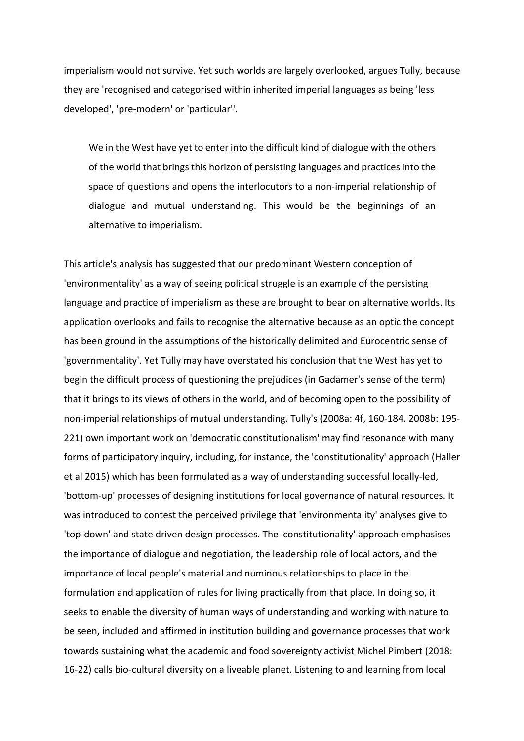imperialism would not survive. Yet such worlds are largely overlooked, argues Tully, because they are 'recognised and categorised within inherited imperial languages as being 'less developed', 'pre-modern' or 'particular''.

> We in the West have yet to enter into the difficult kind of dialogue with the others of the world that brings this horizon of persisting languages and practices into the space of questions and opens the interlocutors to a non-imperial relationship of dialogue and mutual understanding. This would be the beginnings of an alternative to imperialism.

This article's analysis has suggested that our predominant Western conception of 'environmentality' as a way of seeing political struggle is an example of the persisting language and practice of imperialism as these are brought to bear on alternative worlds. Its application overlooks and fails to recognise the alternative because as an optic the concept has been ground in the assumptions of the historically delimited and Eurocentric sense of 'governmentality'. Yet Tully may have overstated his conclusion that the West has yet to begin the difficult process of questioning the prejudices (in Gadamer's sense of the term) that it brings to its views of others in the world, and of becoming open to the possibility of non-imperial relationships of mutual understanding. Tully's (2008a: 4f, 160-184. 2008b: 195-221) own important work on 'democratic constitutionalism' may find resonance with many forms of participatory inquiry, including, for instance, the 'constitutionality' approach (Haller et al 2015) which has been formulated as a way of understanding successful locally-led, 'bottom-up' processes of designing institutions for local governance of natural resources. It was introduced to contest the perceived privilege that 'environmentality' analyses give to 'top-down' and state driven design processes. The 'constitutionality' approach emphasises the importance of dialogue and negotiation, the leadership role of local actors, and the importance of local people's material and numinous relationships to place in the formulation and application of rules for living practically from that place. In doing so, it seeks to enable the diversity of human ways of understanding and working with nature to be seen, included and affirmed in institution building and governance processes that work towards sustaining what the academic and food sovereignty activist Michel Pimbert (2018: 16-22) calls bio-cultural diversity on a liveable planet. Listening to and learning from local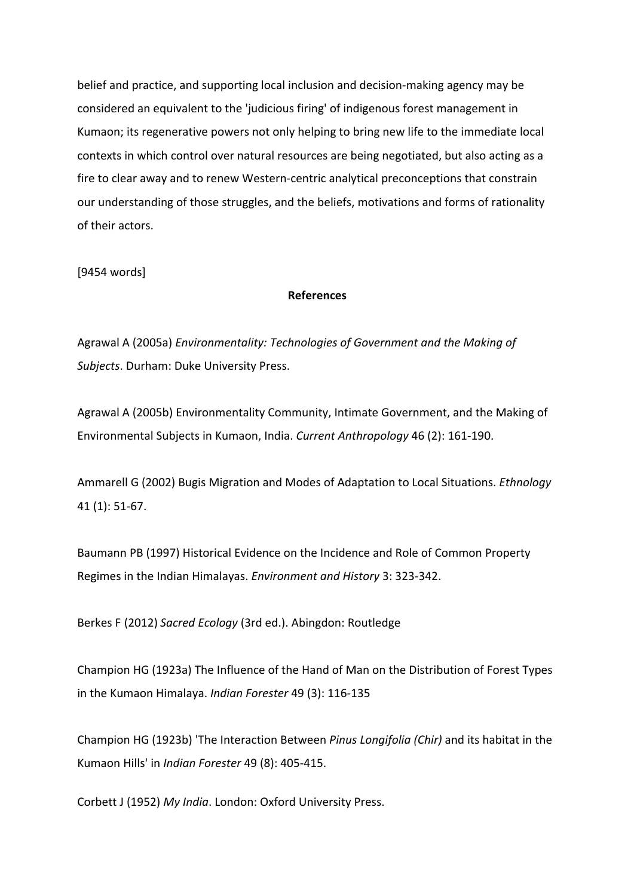belief and practice, and supporting local inclusion and decision-making agency may be considered an equivalent to the 'judicious firing' of indigenous forest management in Kumaon; its regenerative powers not only helping to bring new life to the immediate local contexts in which control over natural resources are being negotiated, but also acting as a fire to clear away and to renew Western-centric analytical preconceptions that constrain our understanding of those struggles, and the beliefs, motivations and forms of rationality of their actors.

[9454 words]

## References

Agrawal A (2005a) *Environmentality: Technologies of Government and the Making of Subjects*. Durham: Duke University Press.

Agrawal A (2005b) Environmentality Community, Intimate Government, and the Making of Environmental Subjects in Kumaon, India. *Current Anthropology* 46 (2): 161-190.

Ammarell G (2002) Bugis Migration and Modes of Adaptation to Local Situations. *Ethnology* 41 (1): 51-67.

Baumann PB (1997) Historical Evidence on the Incidence and Role of Common Property Regimes in the Indian Himalayas. *Environment and History* 3: 323-342.

Berkes F (2012) *Sacred Ecology* (3rd ed.). Abingdon: Routledge

Champion HG (1923a) The Influence of the Hand of Man on the Distribution of Forest Types in the Kumaon Himalaya. *Indian Forester* 49 (3): 116-135

Champion HG (1923b) 'The Interaction Between *Pinus Longifolia (Chir)* and its habitat in the Kumaon Hills' in *Indian Forester* 49 (8): 405-415.

Corbett J (1952) *My India*. London: Oxford University Press.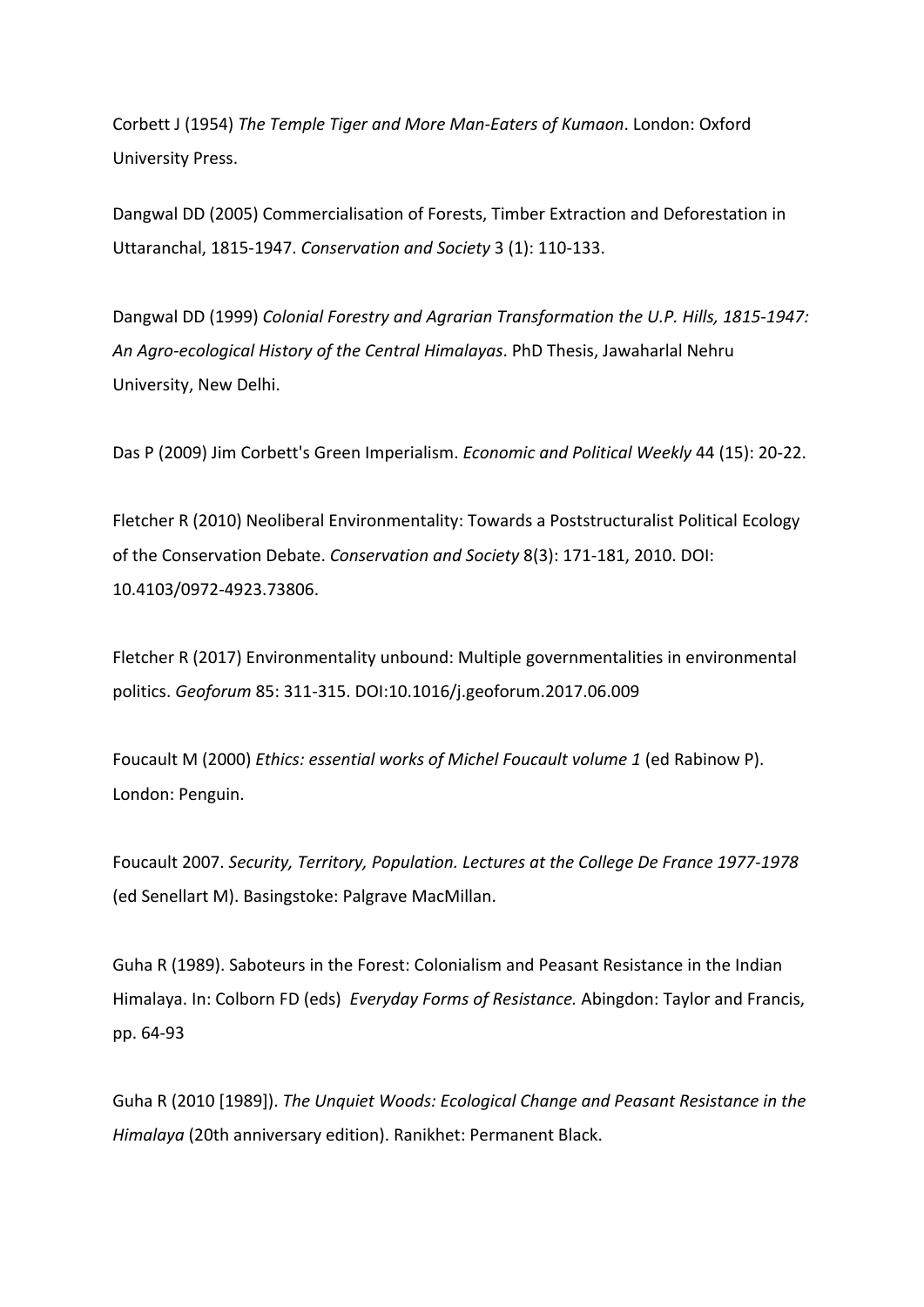Corbett J (1954) *The Temple Tiger and More Man-Eaters of Kumaon*. London: Oxford University Press.

Dangwal DD (2005) Commercialisation of Forests, Timber Extraction and Deforestation in Uttaranchal, 1815-1947. *Conservation and Society* 3 (1): 110-133.

Dangwal DD (1999) *Colonial Forestry and Agrarian Transformation the U.P. Hills, 1815-1947: An Agro-ecological History of the Central Himalayas*. PhD Thesis, Jawaharlal Nehru University, New Delhi.

Das P (2009) Jim Corbett's Green Imperialism. *Economic and Political Weekly* 44 (15): 20-22.

Fletcher R (2010) Neoliberal Environmentality: Towards a Poststructuralist Political Ecology of the Conservation Debate. *Conservation and Society* 8(3): 171-181, 2010. DOI: 10.4103/0972-4923.73806.

Fletcher R (2017) Environmentality unbound: Multiple governmentalities in environmental politics. *Geoforum* 85: 311-315. DOI:10.1016/j.geoforum.2017.06.009

Foucault M (2000) *Ethics: essential works of Michel Foucault volume 1* (ed Rabinow P). London: Penguin.

Foucault 2007. *Security, Territory, Population. Lectures at the College De France 1977-1978* (ed Senellart M). Basingstoke: Palgrave MacMillan.

Guha R (1989). Saboteurs in the Forest: Colonialism and Peasant Resistance in the Indian Himalaya. In: Colborn FD (eds) *Everyday Forms of Resistance.* Abingdon: Taylor and Francis, pp. 64-93

Guha R (2010 [1989]). *The Unquiet Woods: Ecological Change and Peasant Resistance in the Himalaya* (20th anniversary edition). Ranikhet: Permanent Black.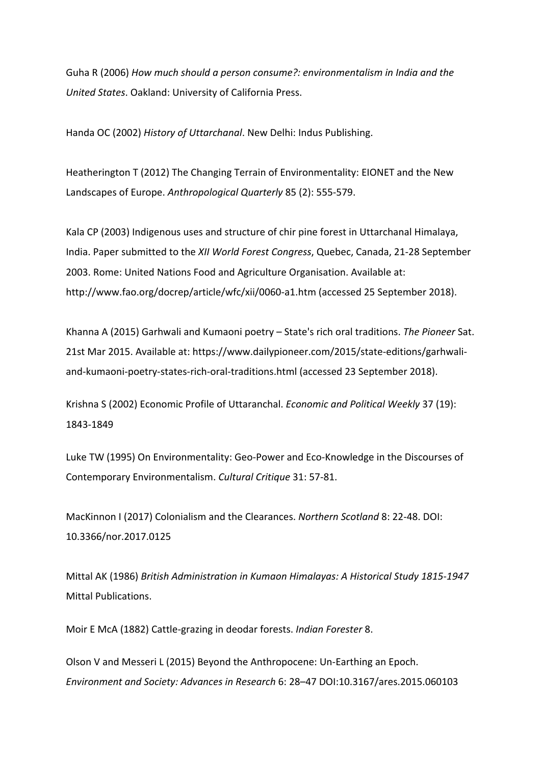Guha R (2006) *How much should a person consume?: environmentalism in India and the United States*. Oakland: University of California Press.

Handa OC (2002) *History of Uttarchanal*. New Delhi: Indus Publishing.

Heatherington T (2012) The Changing Terrain of Environmentality: EIONET and the New Landscapes of Europe. *Anthropological Quarterly* 85 (2): 555-579.

Kala CP (2003) Indigenous uses and structure of chir pine forest in Uttarchanal Himalaya, India. Paper submitted to the *XII World Forest Congress*, Quebec, Canada, 21-28 September 2003. Rome: United Nations Food and Agriculture Organisation. Available at: http://www.fao.org/docrep/article/wfc/xii/0060-a1.htm (accessed 25 September 2018).

Khanna A (2015) Garhwali and Kumaoni poetry – State's rich oral traditions. *The Pioneer* Sat. 21st Mar 2015. Available at: https://www.dailypioneer.com/2015/state-editions/garhwali-and-kumaoni-poetry-states-rich-oral-traditions.html (accessed 23 September 2018).

Krishna S (2002) Economic Profile of Uttaranchal. *Economic and Political Weekly* 37 (19): 1843-1849

Luke TW (1995) On Environmentality: Geo-Power and Eco-Knowledge in the Discourses of Contemporary Environmentalism. *Cultural Critique* 31: 57-81.

MacKinnon I (2017) Colonialism and the Clearances. *Northern Scotland* 8: 22-48. DOI: 10.3366/nor.2017.0125

Mittal AK (1986) *British Administration in Kumaon Himalayas: A Historical Study 1815-1947* Mittal Publications.

Moir E McA (1882) Cattle-grazing in deodar forests. *Indian Forester* 8.

Olson V and Messeri L (2015) Beyond the Anthropocene: Un-Earthing an Epoch. *Environment and Society: Advances in Research* 6: 28–47 DOI:10.3167/ares.2015.060103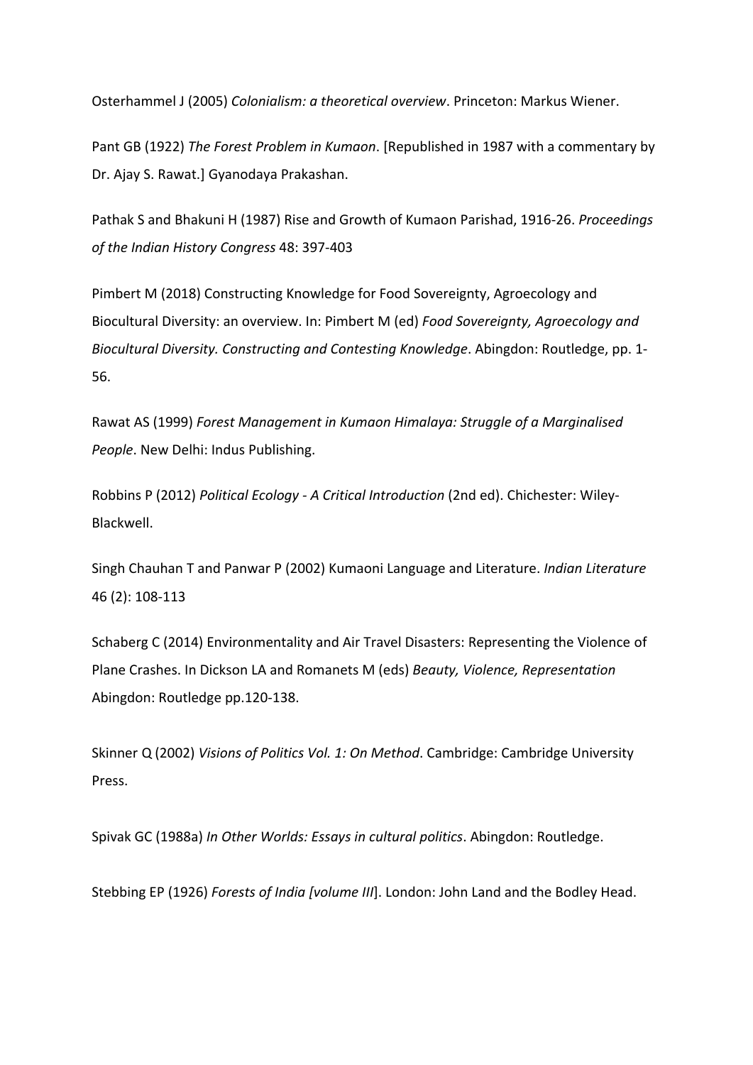Osterhammel J (2005) *Colonialism: a theoretical overview*. Princeton: Markus Wiener.

Pant GB (1922) *The Forest Problem in Kumaon*. [Republished in 1987 with a commentary by Dr. Ajay S. Rawat.] Gyanodaya Prakashan.

Pathak S and Bhakuni H (1987) Rise and Growth of Kumaon Parishad, 1916-26. *Proceedings of the Indian History Congress* 48: 397-403

Pimbert M (2018) Constructing Knowledge for Food Sovereignty, Agroecology and Biocultural Diversity: an overview. In: Pimbert M (ed) *Food Sovereignty, Agroecology and Biocultural Diversity. Constructing and Contesting Knowledge*. Abingdon: Routledge, pp. 1-56.

Rawat AS (1999) *Forest Management in Kumaon Himalaya: Struggle of a Marginalised People*. New Delhi: Indus Publishing.

Robbins P (2012) *Political Ecology - A Critical Introduction* (2nd ed). Chichester: Wiley-Blackwell.

Singh Chauhan T and Panwar P (2002) Kumaoni Language and Literature. *Indian Literature* 46 (2): 108-113

Schaberg C (2014) Environmentality and Air Travel Disasters: Representing the Violence of Plane Crashes. In Dickson LA and Romanets M (eds) *Beauty, Violence, Representation* Abingdon: Routledge pp.120-138.

Skinner Q (2002) *Visions of Politics Vol. 1: On Method*. Cambridge: Cambridge University Press.

Spivak GC (1988a) *In Other Worlds: Essays in cultural politics*. Abingdon: Routledge.

Stebbing EP (1926) *Forests of India [volume III*]. London: John Land and the Bodley Head.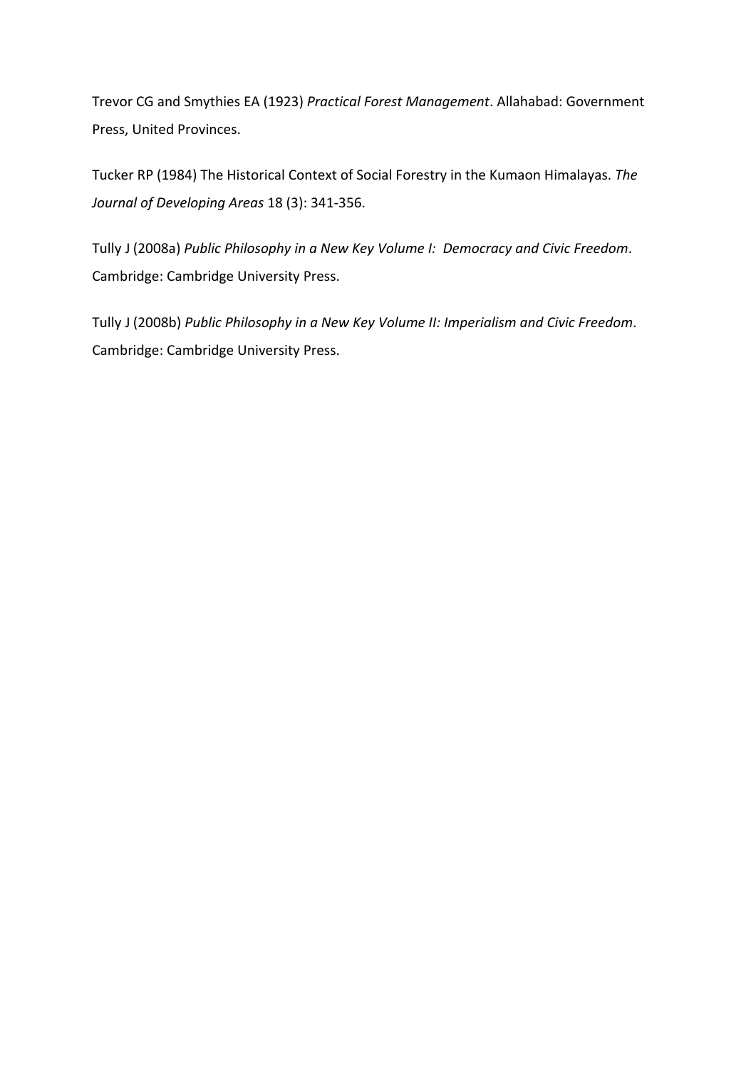Trevor CG and Smythies EA (1923) *Practical Forest Management*. Allahabad: Government Press, United Provinces.

Tucker RP (1984) The Historical Context of Social Forestry in the Kumaon Himalayas. *The Journal of Developing Areas* 18 (3): 341-356.

Tully J (2008a) *Public Philosophy in a New Key Volume I: Democracy and Civic Freedom*. Cambridge: Cambridge University Press.

Tully J (2008b) *Public Philosophy in a New Key Volume II: Imperialism and Civic Freedom*. Cambridge: Cambridge University Press.